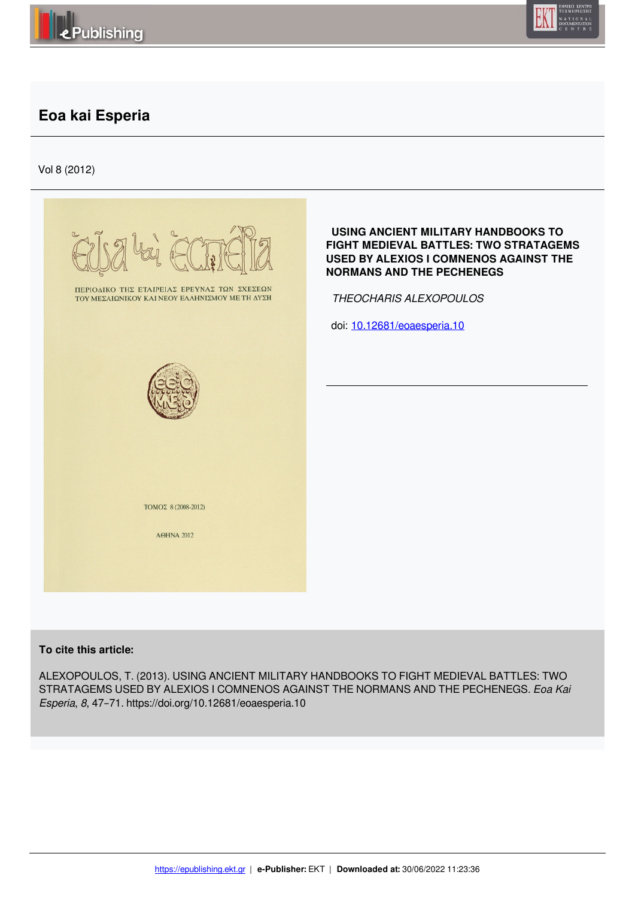# Eoa kai Esperia

Vol 8 (2012)

## USING ANCIENT MILITARY HANDBOOKS TO FIGHT MEDIEVAL BATTLES: TWO STRATAGEMS USED BY ALEXIOS I COMNENOS AGAINST THE NORMANS AND THE PECHENEGS

*THEOCHARIS ALEXOPOULOS*

doi: 10.12681/eoaesperia.10

**To cite this article:**

ALEXOPOULOS, T. (2013). USING ANCIENT MILITARY HANDBOOKS TO FIGHT MEDIEVAL BATTLES: TWO STRATAGEMS USED BY ALEXIOS I COMNENOS AGAINST THE NORMANS AND THE PECHENEGS. *Eoa Kai Esperia*, *8*, 47–71. https://doi.org/10.12681/eoaesperia.10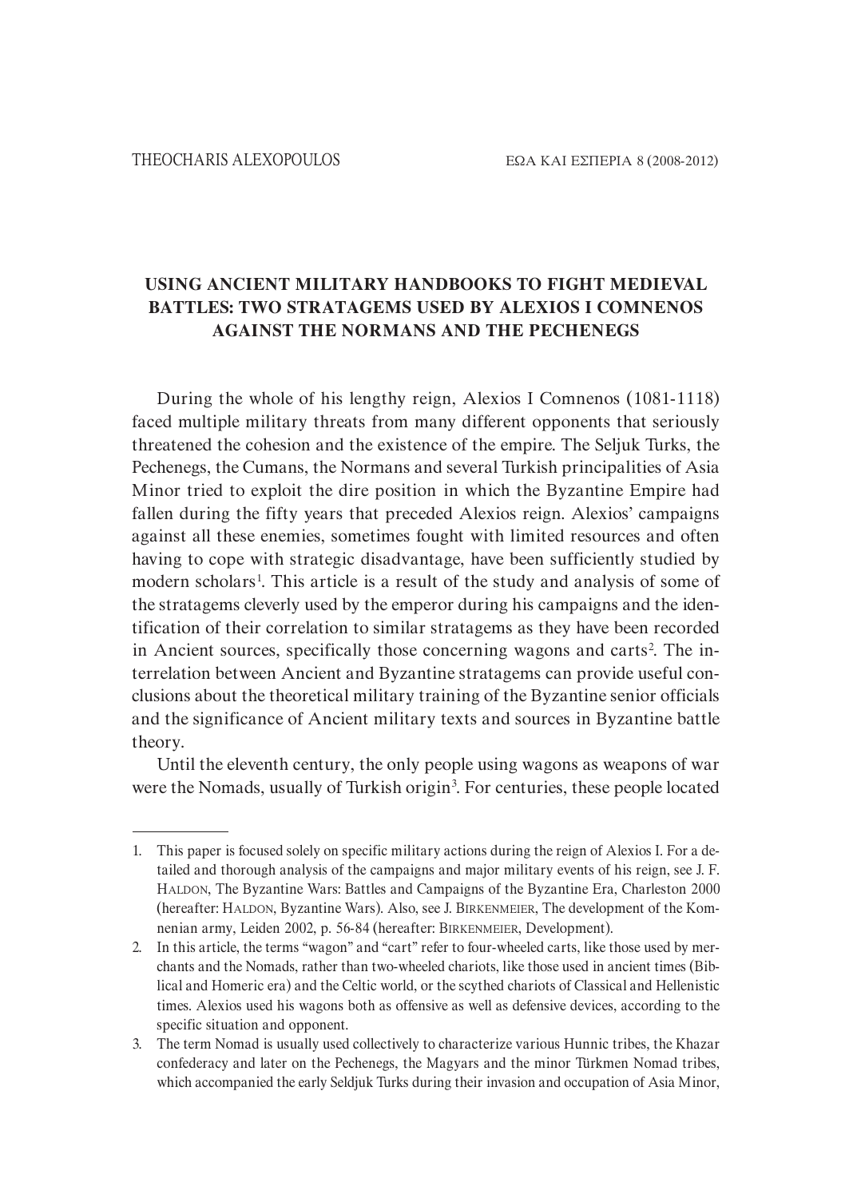# USING ANCIENT MILITARY HANDBOOKS TO FIGHT MEDIEVAL BATTLES: TWO STRATAGEMS USED BY ALEXIOS I COMNENOS AGAINST THE NORMANS AND THE PECHENEGS

During the whole of his lengthy reign, Alexios I Comnenos (1081-1118) faced multiple military threats from many different opponents that seriously threatened the cohesion and the existence of the empire. The Seljuk Turks, the Pechenegs, the Cumans, the Normans and several Turkish principalities of Asia Minor tried to exploit the dire position in which the Byzantine Empire had fallen during the fifty years that preceded Alexios reign. Alexios' campaigns against all these enemies, sometimes fought with limited resources and often having to cope with strategic disadvantage, have been sufficiently studied by modern scholars[1]. This article is a result of the study and analysis of some of the stratagems cleverly used by the emperor during his campaigns and the identification of their correlation to similar stratagems as they have been recorded in Ancient sources, specifically those concerning wagons and carts[2]. The interrelation between Ancient and Byzantine stratagems can provide useful conclusions about the theoretical military training of the Byzantine senior officials and the significance of Ancient military texts and sources in Byzantine battle theory.

Until the eleventh century, the only people using wagons as weapons of war were the Nomads, usually of Turkish origin[3]. For centuries, these people located

---

1. This paper is focused solely on specific military actions during the reign of Alexios I. For a detailed and thorough analysis of the campaigns and major military events of his reign, see J. F. Haldon, The Byzantine Wars: Battles and Campaigns of the Byzantine Era, Charleston 2000 (hereafter: Haldon, Byzantine Wars). Also, see J. Birkenmeier, The development of the Komnenian army, Leiden 2002, p. 56-84 (hereafter: Birkenmeier, Development).
2. In this article, the terms "wagon" and "cart" refer to four-wheeled carts, like those used by merchants and the Nomads, rather than two-wheeled chariots, like those used in ancient times (Biblical and Homeric era) and the Celtic world, or the scythed chariots of Classical and Hellenistic times. Alexios used his wagons both as offensive as well as defensive devices, according to the specific situation and opponent.
3. The term Nomad is usually used collectively to characterize various Hunnic tribes, the Khazar confederacy and later on the Pechenegs, the Magyars and the minor Türkmen Nomad tribes, which accompanied the early Seldjuk Turks during their invasion and occupation of Asia Minor,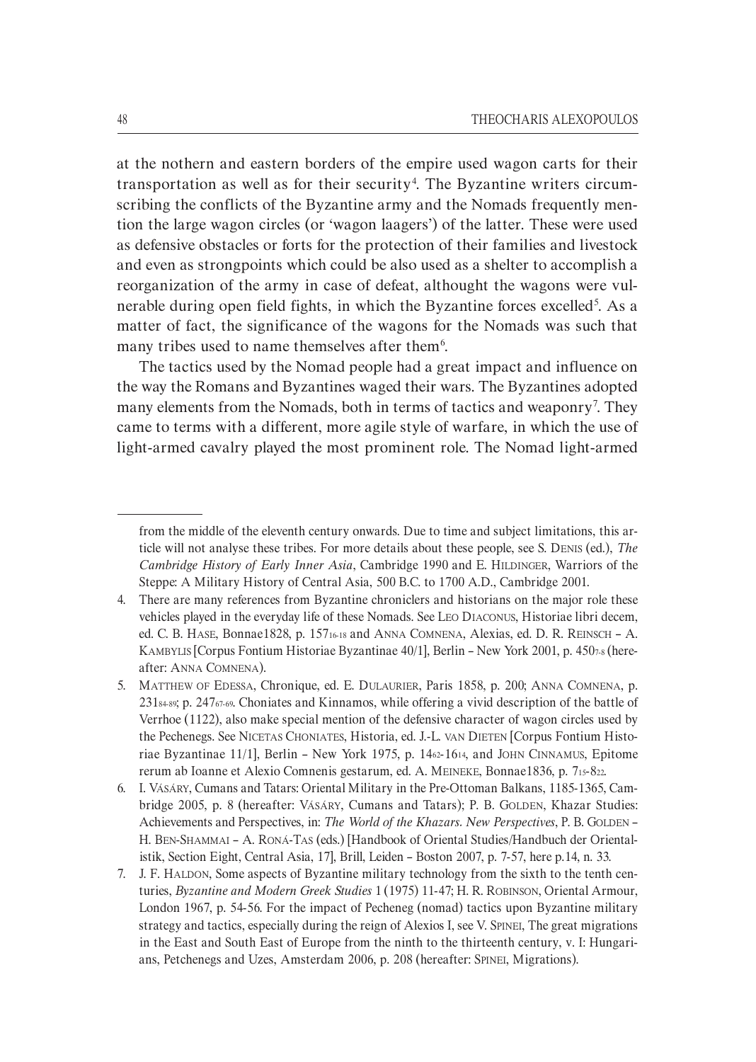at the nothern and eastern borders of the empire used wagon carts for their transportation as well as for their security[4]. The Byzantine writers circumscribing the conflicts of the Byzantine army and the Nomads frequently mention the large wagon circles (or 'wagon laagers') of the latter. These were used as defensive obstacles or forts for the protection of their families and livestock and even as strongpoints which could be also used as a shelter to accomplish a reorganization of the army in case of defeat, althought the wagons were vulnerable during open field fights, in which the Byzantine forces excelled[5]. As a matter of fact, the significance of the wagons for the Nomads was such that many tribes used to name themselves after them[6].

The tactics used by the Nomad people had a great impact and influence on the way the Romans and Byzantines waged their wars. The Byzantines adopted many elements from the Nomads, both in terms of tactics and weaponry[7]. They came to terms with a different, more agile style of warfare, in which the use of light-armed cavalry played the most prominent role. The Nomad light-armed

---

from the middle of the eleventh century onwards. Due to time and subject limitations, this article will not analyse these tribes. For more details about these people, see S. Denis (ed.), *The Cambridge History of Early Inner Asia*, Cambridge 1990 and E. Hildinger, Warriors of the Steppe: A Military History of Central Asia, 500 B.C. to 1700 A.D., Cambridge 2001.

4. There are many references from Byzantine chroniclers and historians on the major role these vehicles played in the everyday life of these Nomads. See Leo Diaconus, Historiae libri decem, ed. C. B. Hase, Bonnae1828, p. 157₁₆₋₁₈ and Anna Comnena, Alexias, ed. D. R. Reinsch – A. Kambylis [Corpus Fontium Historiae Byzantinae 40/1], Berlin – New York 2001, p. 450₇₋₈ (hereafter: Anna Comnena).

5. Matthew of Edessa, Chronique, ed. E. Dulaurier, Paris 1858, p. 200; Anna Comnena, p. 231₈₄₋₈₉; p. 247₆₇₋₆₉. Choniates and Kinnamos, while offering a vivid description of the battle of Verrhoe (1122), also make special mention of the defensive character of wagon circles used by the Pechenegs. See Nicetas Choniates, Historia, ed. J.-L. van Dieten [Corpus Fontium Historiae Byzantinae 11/1], Berlin – New York 1975, p. 14₆₂-16₁₄, and John Cinnamus, Epitome rerum ab Ioanne et Alexio Comnenis gestarum, ed. A. Meineke, Bonnae1836, p. 7₁₅-8₂₂.

6. I. Vásáry, Cumans and Tatars: Oriental Military in the Pre-Ottoman Balkans, 1185-1365, Cambridge 2005, p. 8 (hereafter: Vásáry, Cumans and Tatars); P. B. Golden, Khazar Studies: Achievements and Perspectives, in: *The World of the Khazars. New Perspectives*, P. B. Golden – H. Ben-Shammai – A. Roná-Tas (eds.) [Handbook of Oriental Studies/Handbuch der Orientalistik, Section Eight, Central Asia, 17], Brill, Leiden – Boston 2007, p. 7-57, here p.14, n. 33.

7. J. F. Haldon, Some aspects of Byzantine military technology from the sixth to the tenth centuries, *Byzantine and Modern Greek Studies* 1 (1975) 11-47; H. R. Robinson, Oriental Armour, London 1967, p. 54-56. For the impact of Pecheneg (nomad) tactics upon Byzantine military strategy and tactics, especially during the reign of Alexios I, see V. Spinei, The great migrations in the East and South East of Europe from the ninth to the thirteenth century, v. I: Hungarians, Petchenegs and Uzes, Amsterdam 2006, p. 208 (hereafter: Spinei, Migrations).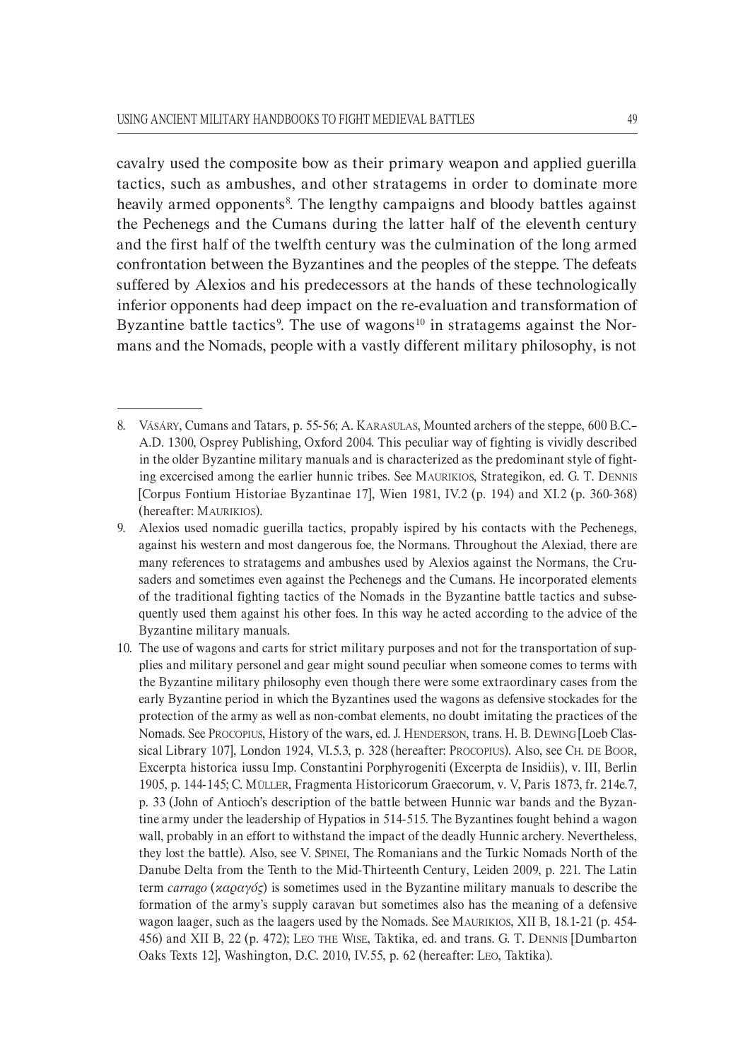cavalry used the composite bow as their primary weapon and applied guerilla tactics, such as ambushes, and other stratagems in order to dominate more heavily armed opponents[8]. The lengthy campaigns and bloody battles against the Pechenegs and the Cumans during the latter half of the eleventh century and the first half of the twelfth century was the culmination of the long armed confrontation between the Byzantines and the peoples of the steppe. The defeats suffered by Alexios and his predecessors at the hands of these technologically inferior opponents had deep impact on the re-evaluation and transformation of Byzantine battle tactics[9]. The use of wagons[10] in stratagems against the Normans and the Nomads, people with a vastly different military philosophy, is not

---

8. Vásáry, Cumans and Tatars, p. 55-56; A. Karasulas, Mounted archers of the steppe, 600 B.C.–A.D. 1300, Osprey Publishing, Oxford 2004. This peculiar way of fighting is vividly described in the older Byzantine military manuals and is characterized as the predominant style of fighting excercised among the earlier hunnic tribes. See Maurikios, Strategikon, ed. G. T. Dennis [Corpus Fontium Historiae Byzantinae 17], Wien 1981, IV.2 (p. 194) and XI.2 (p. 360-368) (hereafter: Maurikios).

9. Alexios used nomadic guerilla tactics, propably ispired by his contacts with the Pechenegs, against his western and most dangerous foe, the Normans. Throughout the Alexiad, there are many references to stratagems and ambushes used by Alexios against the Normans, the Crusaders and sometimes even against the Pechenegs and the Cumans. He incorporated elements of the traditional fighting tactics of the Nomads in the Byzantine battle tactics and subsequently used them against his other foes. In this way he acted according to the advice of the Byzantine military manuals.

10. The use of wagons and carts for strict military purposes and not for the transportation of supplies and military personel and gear might sound peculiar when someone comes to terms with the Byzantine military philosophy even though there were some extraordinary cases from the early Byzantine period in which the Byzantines used the wagons as defensive stockades for the protection of the army as well as non-combat elements, no doubt imitating the practices of the Nomads. See Procopius, History of the wars, ed. J. Henderson, trans. H. B. Dewing [Loeb Classical Library 107], London 1924, VI.5.3, p. 328 (hereafter: Procopius). Also, see Ch. de Boor, Excerpta historica iussu Imp. Constantini Porphyrogeniti (Excerpta de Insidiis), v. III, Berlin 1905, p. 144-145; C. Müller, Fragmenta Historicorum Graecorum, v. V, Paris 1873, fr. 214e.7, p. 33 (John of Antioch's description of the battle between Hunnic war bands and the Byzantine army under the leadership of Hypatios in 514-515. The Byzantines fought behind a wagon wall, probably in an effort to withstand the impact of the deadly Hunnic archery. Nevertheless, they lost the battle). Also, see V. Spinei, The Romanians and the Turkic Nomads North of the Danube Delta from the Tenth to the Mid-Thirteenth Century, Leiden 2009, p. 221. The Latin term *carrago* (*καραγός*) is sometimes used in the Byzantine military manuals to describe the formation of the army's supply caravan but sometimes also has the meaning of a defensive wagon laager, such as the laagers used by the Nomads. See Maurikios, XII B, 18.1-21 (p. 454-456) and XII B, 22 (p. 472); Leo the Wise, Taktika, ed. and trans. G. T. Dennis [Dumbarton Oaks Texts 12], Washington, D.C. 2010, IV.55, p. 62 (hereafter: Leo, Taktika).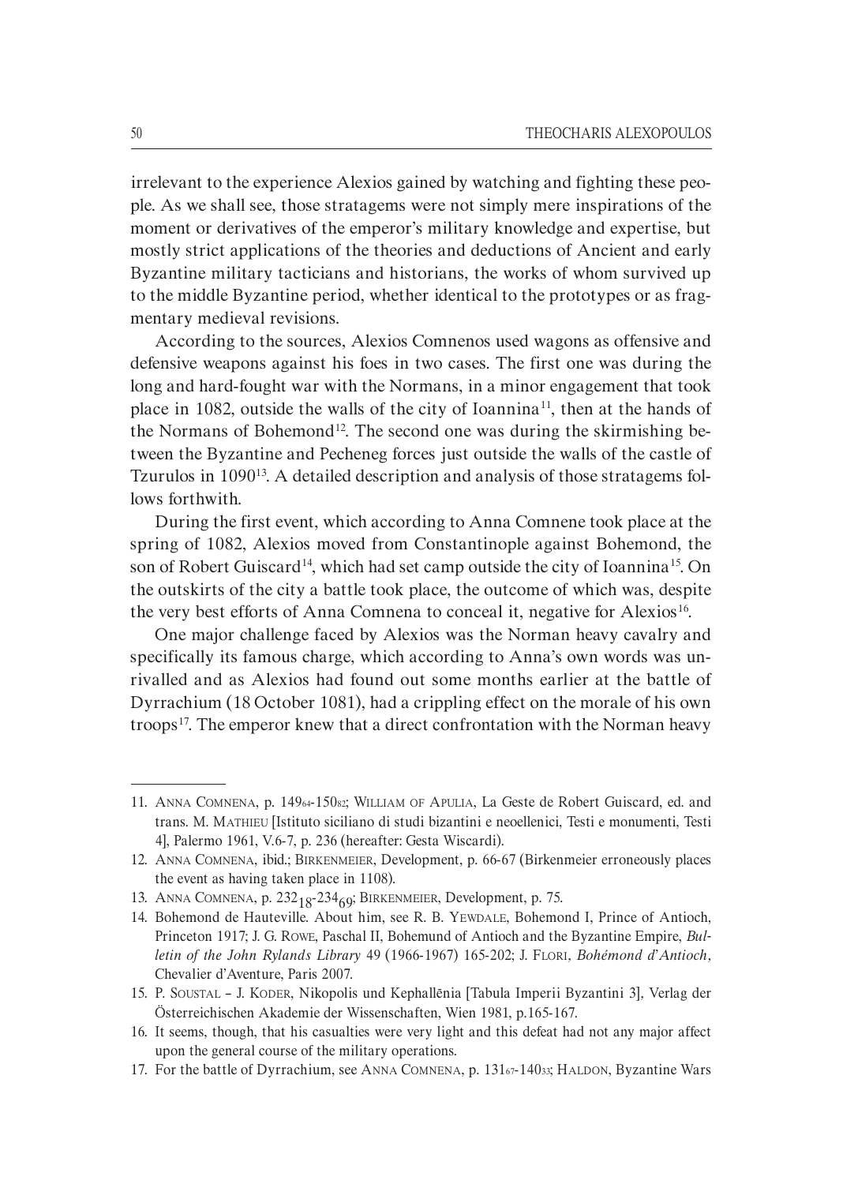irrelevant to the experience Alexios gained by watching and fighting these people. As we shall see, those stratagems were not simply mere inspirations of the moment or derivatives of the emperor's military knowledge and expertise, but mostly strict applications of the theories and deductions of Ancient and early Byzantine military tacticians and historians, the works of whom survived up to the middle Byzantine period, whether identical to the prototypes or as fragmentary medieval revisions.

According to the sources, Alexios Comnenos used wagons as offensive and defensive weapons against his foes in two cases. The first one was during the long and hard-fought war with the Normans, in a minor engagement that took place in 1082, outside the walls of the city of Ioannina[11], then at the hands of the Normans of Bohemond[12]. The second one was during the skirmishing between the Byzantine and Pecheneg forces just outside the walls of the castle of Tzurulos in 1090[13]. A detailed description and analysis of those stratagems follows forthwith.

During the first event, which according to Anna Comnene took place at the spring of 1082, Alexios moved from Constantinople against Bohemond, the son of Robert Guiscard[14], which had set camp outside the city of Ioannina[15]. On the outskirts of the city a battle took place, the outcome of which was, despite the very best efforts of Anna Comnena to conceal it, negative for Alexios[16].

One major challenge faced by Alexios was the Norman heavy cavalry and specifically its famous charge, which according to Anna's own words was unrivalled and as Alexios had found out some months earlier at the battle of Dyrrachium (18 October 1081), had a crippling effect on the morale of his own troops[17]. The emperor knew that a direct confrontation with the Norman heavy

---

11. Anna Comnena, p. $149_{64}$-$150_{82}$; William of Apulia, La Geste de Robert Guiscard, ed. and trans. M. Mathieu [Istituto siciliano di studi bizantini e neoellenici, Testi e monumenti, Testi 4], Palermo 1961, V.6-7, p. 236 (hereafter: Gesta Wiscardi).

12. Anna Comnena, ibid.; Birkenmeier, Development, p. 66-67 (Birkenmeier erroneously places the event as having taken place in 1108).

13. Anna Comnena, p. $232_{18}$-$234_{69}$; Birkenmeier, Development, p. 75.

14. Bohemond de Hauteville. About him, see R. B. Yewdale, Bohemond I, Prince of Antioch, Princeton 1917; J. G. Rowe, Paschal II, Bohemund of Antioch and the Byzantine Empire, *Bulletin of the John Rylands Library* 49 (1966-1967) 165-202; J. Flori, *Bohémond d'Antioch*, Chevalier d'Aventure, Paris 2007.

15. P. Soustal – J. Koder, Nikopolis und Kephallēnia [Tabula Imperii Byzantini 3], Verlag der Österreichischen Akademie der Wissenschaften, Wien 1981, p.165-167.

16. It seems, though, that his casualties were very light and this defeat had not any major affect upon the general course of the military operations.

17. For the battle of Dyrrachium, see Anna Comnena, p. $131_{67}$-$140_{33}$; Haldon, Byzantine Wars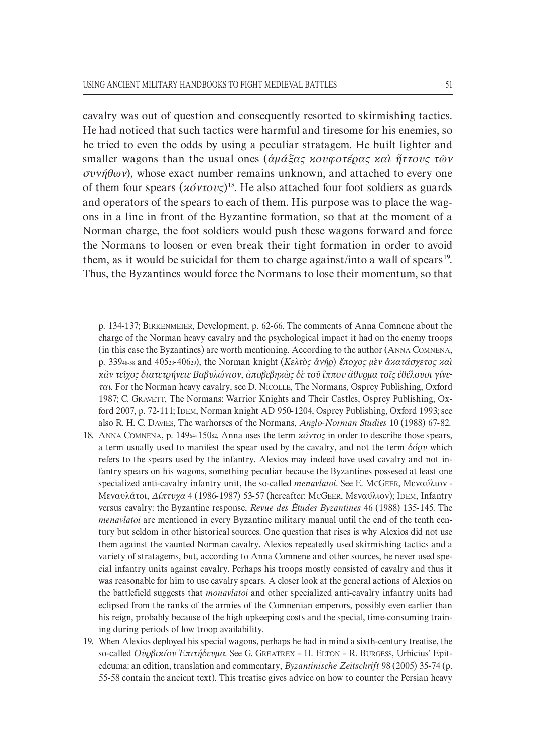cavalry was out of question and consequently resorted to skirmishing tactics. He had noticed that such tactics were harmful and tiresome for his enemies, so he tried to even the odds by using a peculiar stratagem. He built lighter and smaller wagons than the usual ones (*ἁμάξας κουφοτέρας καὶ ἥττους τῶν συνήθων*), whose exact number remains unknown, and attached to every one of them four spears (*κόντους*)[18]. He also attached four foot soldiers as guards and operators of the spears to each of them. His purpose was to place the wagons in a line in front of the Byzantine formation, so that at the moment of a Norman charge, the foot soldiers would push these wagons forward and force the Normans to loosen or even break their tight formation in order to avoid them, as it would be suicidal for them to charge against/into a wall of spears[19]. Thus, the Byzantines would force the Normans to lose their momentum, so that

---

p. 134-137; BIRKENMEIER, Development, p. 62-66. The comments of Anna Comnene about the charge of the Norman heavy cavalry and the psychological impact it had on the enemy troops (in this case the Byzantines) are worth mentioning. According to the author (ANNA COMNENA, p. 339$_{48-58}$ and 405$_{23}$-406$_{29}$), the Norman knight (*Κελτὸς ἀνὴρ*) *ἔποχος μὲν ἀκατάσχετος καὶ κἂν τεῖχος διατετρήνειε Βαβυλώνιον, ἀποβεβηκὼς δὲ τοῦ ἵππου ἄθυρμα τοῖς ἐθέλουσι γίνεται.* For the Norman heavy cavalry, see D. NICOLLE, The Normans, Osprey Publishing, Oxford 1987; C. GRAVETT, The Normans: Warrior Knights and Their Castles, Osprey Publishing, Oxford 2007, p. 72-111; IDEM, Norman knight AD 950-1204, Osprey Publishing, Oxford 1993; see also R. H. C. DAVIES, The warhorses of the Normans, *Anglo-Norman Studies* 10 (1988) 67-82.

18. ANNA COMNENA, p. 149$_{64}$-150$_{82}$. Anna uses the term *κόντος* in order to describe those spears, a term usually used to manifest the spear used by the cavalry, and not the term *δόρυ* which refers to the spears used by the infantry. Alexios may indeed have used cavalry and not infantry spears on his wagons, something peculiar because the Byzantines possesed at least one specialized anti-cavalry infantry unit, the so-called *menavlatoi*. See E. MCGEER, Μεναύλιον - Μεναυλάτοι, *Δίπτυχα* 4 (1986-1987) 53-57 (hereafter: MCGEER, Μεναύλιον); IDEM, Infantry versus cavalry: the Byzantine response, *Revue des Études Byzantines* 46 (1988) 135-145. The *menavlatoi* are mentioned in every Byzantine military manual until the end of the tenth century but seldom in other historical sources. One question that rises is why Alexios did not use them against the vaunted Norman cavalry. Alexios repeatedly used skirmishing tactics and a variety of stratagems, but, according to Anna Comnene and other sources, he never used special infantry units against cavalry. Perhaps his troops mostly consisted of cavalry and thus it was reasonable for him to use cavalry spears. A closer look at the general actions of Alexios on the battlefield suggests that *monavlatoi* and other specialized anti-cavalry infantry units had eclipsed from the ranks of the armies of the Comnenian emperors, possibly even earlier than his reign, probably because of the high upkeeping costs and the special, time-consuming training during periods of low troop availability.

19. When Alexios deployed his special wagons, perhaps he had in mind a sixth-century treatise, the so-called *Οὐρβικίου Ἐπιτήδευμα*. See G. GREATREX – H. ELTON – R. BURGESS, Urbicius' Epitedeuma: an edition, translation and commentary, *Byzantinische Zeitschrift* 98 (2005) 35-74 (p. 55-58 contain the ancient text). This treatise gives advice on how to counter the Persian heavy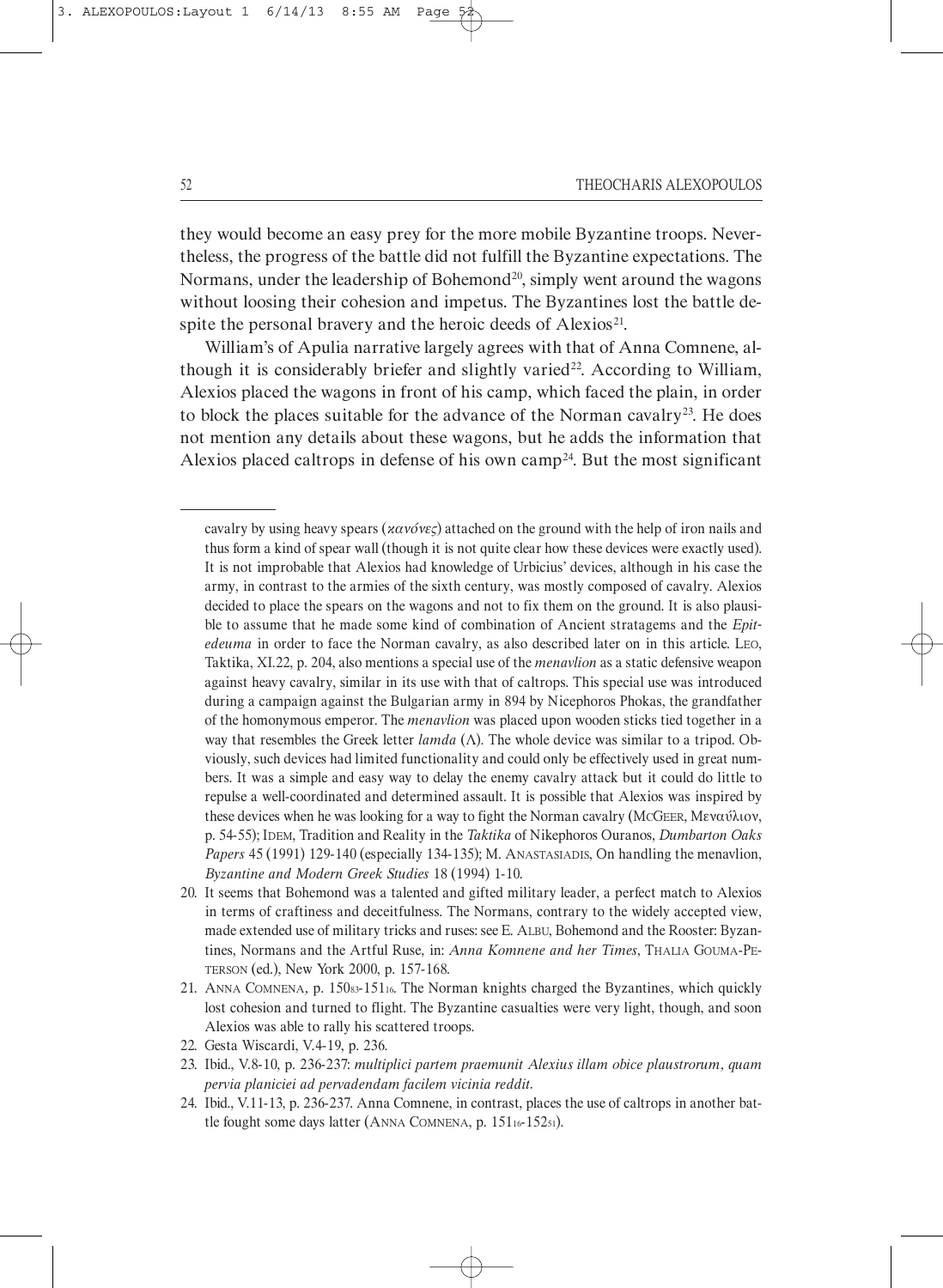they would become an easy prey for the more mobile Byzantine troops. Nevertheless, the progress of the battle did not fulfill the Byzantine expectations. The Normans, under the leadership of Bohemond[20], simply went around the wagons without loosing their cohesion and impetus. The Byzantines lost the battle despite the personal bravery and the heroic deeds of Alexios[21].

William's of Apulia narrative largely agrees with that of Anna Comnene, although it is considerably briefer and slightly varied[22]. According to William, Alexios placed the wagons in front of his camp, which faced the plain, in order to block the places suitable for the advance of the Norman cavalry[23]. He does not mention any details about these wagons, but he adds the information that Alexios placed caltrops in defense of his own camp[24]. But the most significant

---

cavalry by using heavy spears (*κανόνες*) attached on the ground with the help of iron nails and thus form a kind of spear wall (though it is not quite clear how these devices were exactly used). It is not improbable that Alexios had knowledge of Urbicius' devices, although in his case the army, in contrast to the armies of the sixth century, was mostly composed of cavalry. Alexios decided to place the spears on the wagons and not to fix them on the ground. It is also plausible to assume that he made some kind of combination of Ancient stratagems and the *Epitedeuma* in order to face the Norman cavalry, as also described later on in this article. Leo, Taktika, XI.22, p. 204, also mentions a special use of the *menavlion* as a static defensive weapon against heavy cavalry, similar in its use with that of caltrops. This special use was introduced during a campaign against the Bulgarian army in 894 by Nicephoros Phokas, the grandfather of the homonymous emperor. The *menavlion* was placed upon wooden sticks tied together in a way that resembles the Greek letter *lamda* (Λ). The whole device was similar to a tripod. Obviously, such devices had limited functionality and could only be effectively used in great numbers. It was a simple and easy way to delay the enemy cavalry attack but it could do little to repulse a well-coordinated and determined assault. It is possible that Alexios was inspired by these devices when he was looking for a way to fight the Norman cavalry (McGeer, Μενaύλιον, p. 54-55); Idem, Tradition and Reality in the *Taktika* of Nikephoros Ouranos, *Dumbarton Oaks Papers* 45 (1991) 129-140 (especially 134-135); M. Anastasiadis, On handling the menavlion, *Byzantine and Modern Greek Studies* 18 (1994) 1-10.

20. It seems that Bohemond was a talented and gifted military leader, a perfect match to Alexios in terms of craftiness and deceitfulness. The Normans, contrary to the widely accepted view, made extended use of military tricks and ruses: see E. Albu, Bohemond and the Rooster: Byzantines, Normans and the Artful Ruse, in: *Anna Komnene and her Times*, Thalia Gouma-Peterson (ed.), New York 2000, p. 157-168.
21. Anna Comnena, p. 150$_{83}$-151$_{16}$. The Norman knights charged the Byzantines, which quickly lost cohesion and turned to flight. The Byzantine casualties were very light, though, and soon Alexios was able to rally his scattered troops.
22. Gesta Wiscardi, V.4-19, p. 236.
23. Ibid., V.8-10, p. 236-237: *multiplici partem praemunit Alexius illam obice plaustrorum, quam pervia planiciei ad pervadendam facilem vicinia reddit*.
24. Ibid., V.11-13, p. 236-237. Anna Comnene, in contrast, places the use of caltrops in another battle fought some days latter (Anna Comnena, p. 151$_{16}$-152$_{51}$).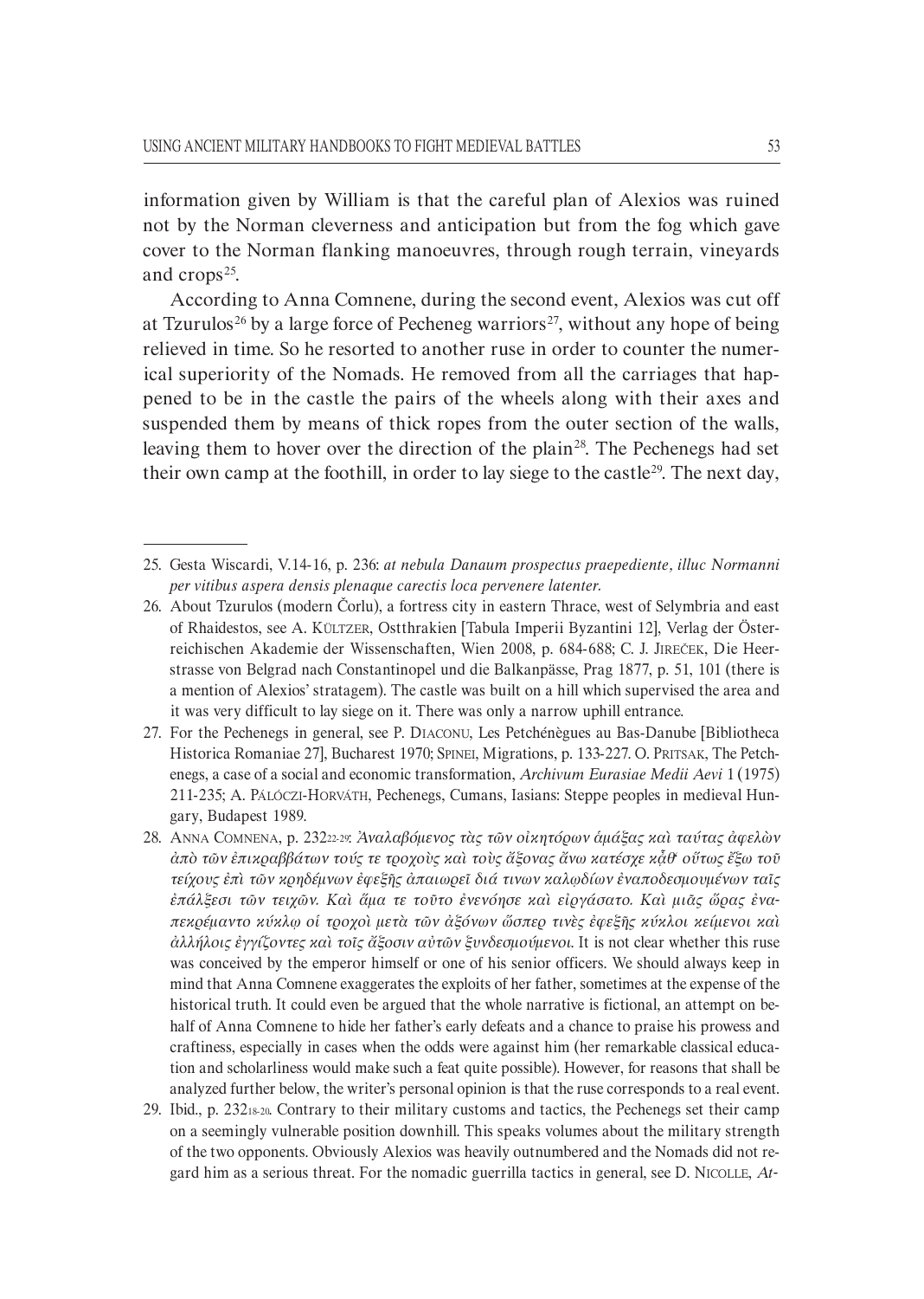information given by William is that the careful plan of Alexios was ruined not by the Norman cleverness and anticipation but from the fog which gave cover to the Norman flanking manoeuvres, through rough terrain, vineyards and crops[25].

According to Anna Comnene, during the second event, Alexios was cut off at Tzurulos[26] by a large force of Pecheneg warriors[27], without any hope of being relieved in time. So he resorted to another ruse in order to counter the numerical superiority of the Nomads. He removed from all the carriages that happened to be in the castle the pairs of the wheels along with their axes and suspended them by means of thick ropes from the outer section of the walls, leaving them to hover over the direction of the plain[28]. The Pechenegs had set their own camp at the foothill, in order to lay siege to the castle[29]. The next day,

---

25. Gesta Wiscardi, V.14-16, p. 236: *at nebula Danaum prospectus praepediente, illuc Normanni per vitibus aspera densis plenaque carectis loca pervenere latenter.*

26. About Tzurulos (modern Čorlu), a fortress city in eastern Thrace, west of Selymbria and east of Rhaidestos, see A. Kültzer, Ostthrakien [Tabula Imperii Byzantini 12], Verlag der Österreichischen Akademie der Wissenschaften, Wien 2008, p. 684-688; C. J. Jireček, Die Heerstrasse von Belgrad nach Constantinopel und die Balkanpässe, Prag 1877, p. 51, 101 (there is a mention of Alexios' stratagem). The castle was built on a hill which supervised the area and it was very difficult to lay siege on it. There was only a narrow uphill entrance.

27. For the Pechenegs in general, see P. Diaconu, Les Petchénègues au Bas-Danube [Bibliotheca Historica Romaniae 27], Bucharest 1970; Spinei, Migrations, p. 133-227. O. Pritsak, The Petchenegs, a case of a social and economic transformation, *Archivum Eurasiae Medii Aevi* 1 (1975) 211-235; A. Pálóczi-Horváth, Pechenegs, Cumans, Iasians: Steppe peoples in medieval Hungary, Budapest 1989.

28. Anna Comnena, p. 232$_{22-29}$: *Ἀναλαβόμενος τὰς τῶν οἰκητόρων ἁμάξας καὶ ταύτας ἀφελὼν ἀπὸ τῶν ἐπικραββάτων τούς τε τροχοὺς καὶ τοὺς ἄξονας ἄνω κατέσχε κἀθ' οὕτως ἔξω τοῦ τείχους ἐπὶ τῶν κρηδέμνων ἐφεξῆς ἀπαιωρεῖ διά τινων καλῳδίων ἐναποδεσμουμένων ταῖς ἐπάλξεσι τῶν τειχῶν. Καὶ ἅμα τε τοῦτο ἐνενόησε καὶ εἰργάσατο. Καὶ μιᾶς ὥρας ἐναπεκρέμαντο κύκλῳ οἱ τροχοὶ μετὰ τῶν ἀξόνων ὥσπερ τινὲς ἐφεξῆς κύκλοι κείμενοι καὶ ἀλλήλοις ἐγγίζοντες καὶ τοῖς ἄξοσιν αὐτῶν ξυνδεσμούμενοι.* It is not clear whether this ruse was conceived by the emperor himself or one of his senior officers. We should always keep in mind that Anna Comnene exaggerates the exploits of her father, sometimes at the expense of the historical truth. It could even be argued that the whole narrative is fictional, an attempt on behalf of Anna Comnene to hide her father's early defeats and a chance to praise his prowess and craftiness, especially in cases when the odds were against him (her remarkable classical education and scholarliness would make such a feat quite possible). However, for reasons that shall be analyzed further below, the writer's personal opinion is that the ruse corresponds to a real event.

29. Ibid., p. 232$_{18-20}$. Contrary to their military customs and tactics, the Pechenegs set their camp on a seemingly vulnerable position downhill. This speaks volumes about the military strength of the two opponents. Obviously Alexios was heavily outnumbered and the Nomads did not regard him as a serious threat. For the nomadic guerrilla tactics in general, see D. Nicolle, *At-*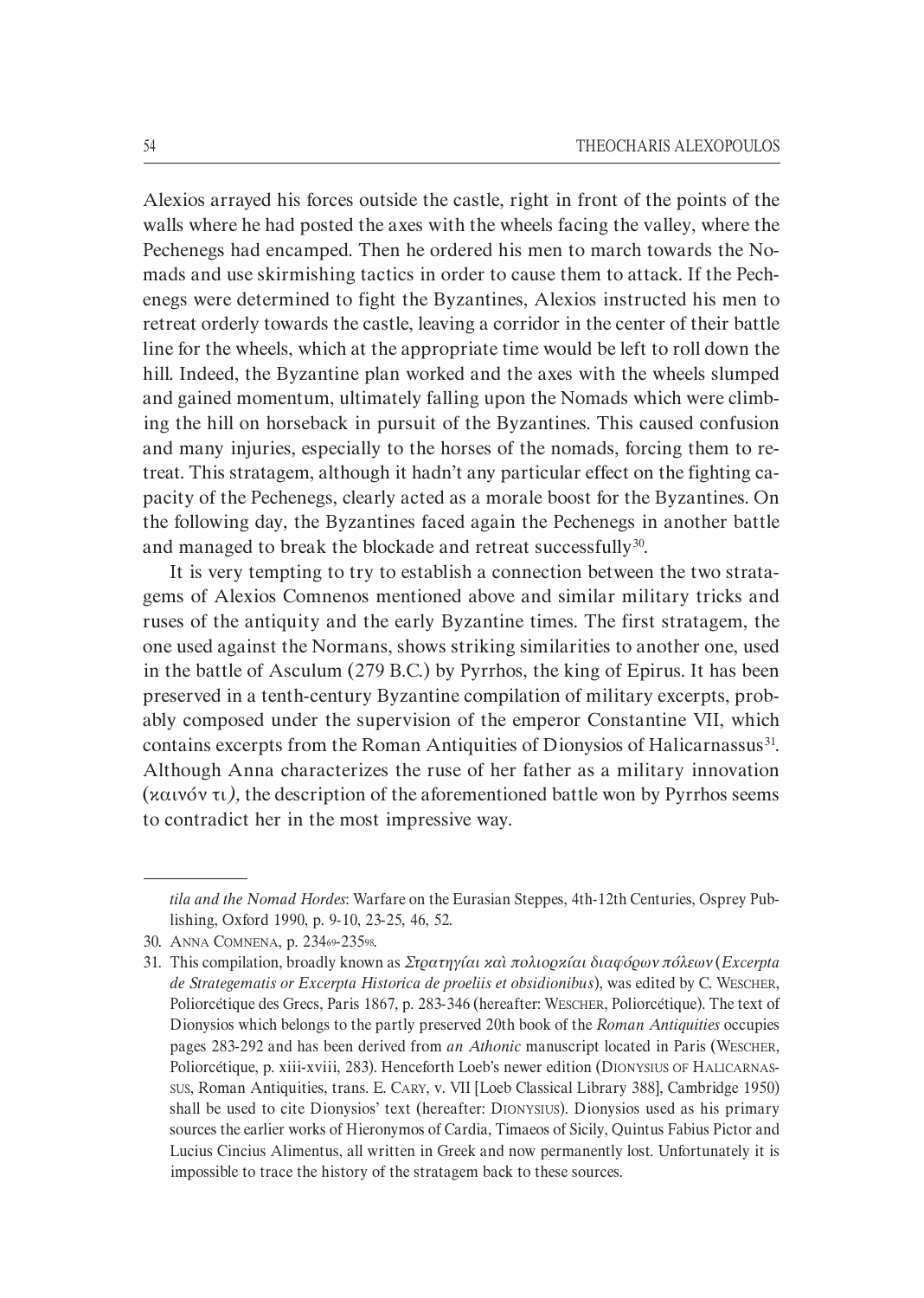Alexios arrayed his forces outside the castle, right in front of the points of the walls where he had posted the axes with the wheels facing the valley, where the Pechenegs had encamped. Then he ordered his men to march towards the Nomads and use skirmishing tactics in order to cause them to attack. If the Pechenegs were determined to fight the Byzantines, Alexios instructed his men to retreat orderly towards the castle, leaving a corridor in the center of their battle line for the wheels, which at the appropriate time would be left to roll down the hill. Indeed, the Byzantine plan worked and the axes with the wheels slumped and gained momentum, ultimately falling upon the Nomads which were climbing the hill on horseback in pursuit of the Byzantines. This caused confusion and many injuries, especially to the horses of the nomads, forcing them to retreat. This stratagem, although it hadn't any particular effect on the fighting capacity of the Pechenegs, clearly acted as a morale boost for the Byzantines. On the following day, the Byzantines faced again the Pechenegs in another battle and managed to break the blockade and retreat successfully[30].

It is very tempting to try to establish a connection between the two stratagems of Alexios Comnenos mentioned above and similar military tricks and ruses of the antiquity and the early Byzantine times. The first stratagem, the one used against the Normans, shows striking similarities to another one, used in the battle of Asculum (279 B.C.) by Pyrrhos, the king of Epirus. It has been preserved in a tenth-century Byzantine compilation of military excerpts, probably composed under the supervision of the emperor Constantine VII, which contains excerpts from the Roman Antiquities of Dionysios of Halicarnassus[31]. Although Anna characterizes the ruse of her father as a military innovation (καινόν τι), the description of the aforementioned battle won by Pyrrhos seems to contradict her in the most impressive way.

---

*tila and the Nomad Hordes*: Warfare on the Eurasian Steppes, 4th-12th Centuries, Osprey Publishing, Oxford 1990, p. 9-10, 23-25, 46, 52.

30. ANNA COMNENA, p. 234[69]-235[98].

31. This compilation, broadly known as *Στρατηγίαι καὶ πολιορκίαι διαφόρων πόλεων* (*Excerpta de Strategematis or Excerpta Historica de proeliis et obsidionibus*), was edited by C. WESCHER, Poliorcétique des Grecs, Paris 1867, p. 283-346 (hereafter: WESCHER, Poliorcétique). The text of Dionysios which belongs to the partly preserved 20th book of the *Roman Antiquities* occupies pages 283-292 and has been derived from *an Athonic* manuscript located in Paris (WESCHER, Poliorcétique, p. xiii-xviii, 283). Henceforth Loeb's newer edition (DIONYSIUS OF HALICARNASSUS, Roman Antiquities, trans. E. CARY, v. VII [Loeb Classical Library 388], Cambridge 1950) shall be used to cite Dionysios' text (hereafter: DIONYSIUS). Dionysios used as his primary sources the earlier works of Hieronymos of Cardia, Timaeos of Sicily, Quintus Fabius Pictor and Lucius Cincius Alimentus, all written in Greek and now permanently lost. Unfortunately it is impossible to trace the history of the stratagem back to these sources.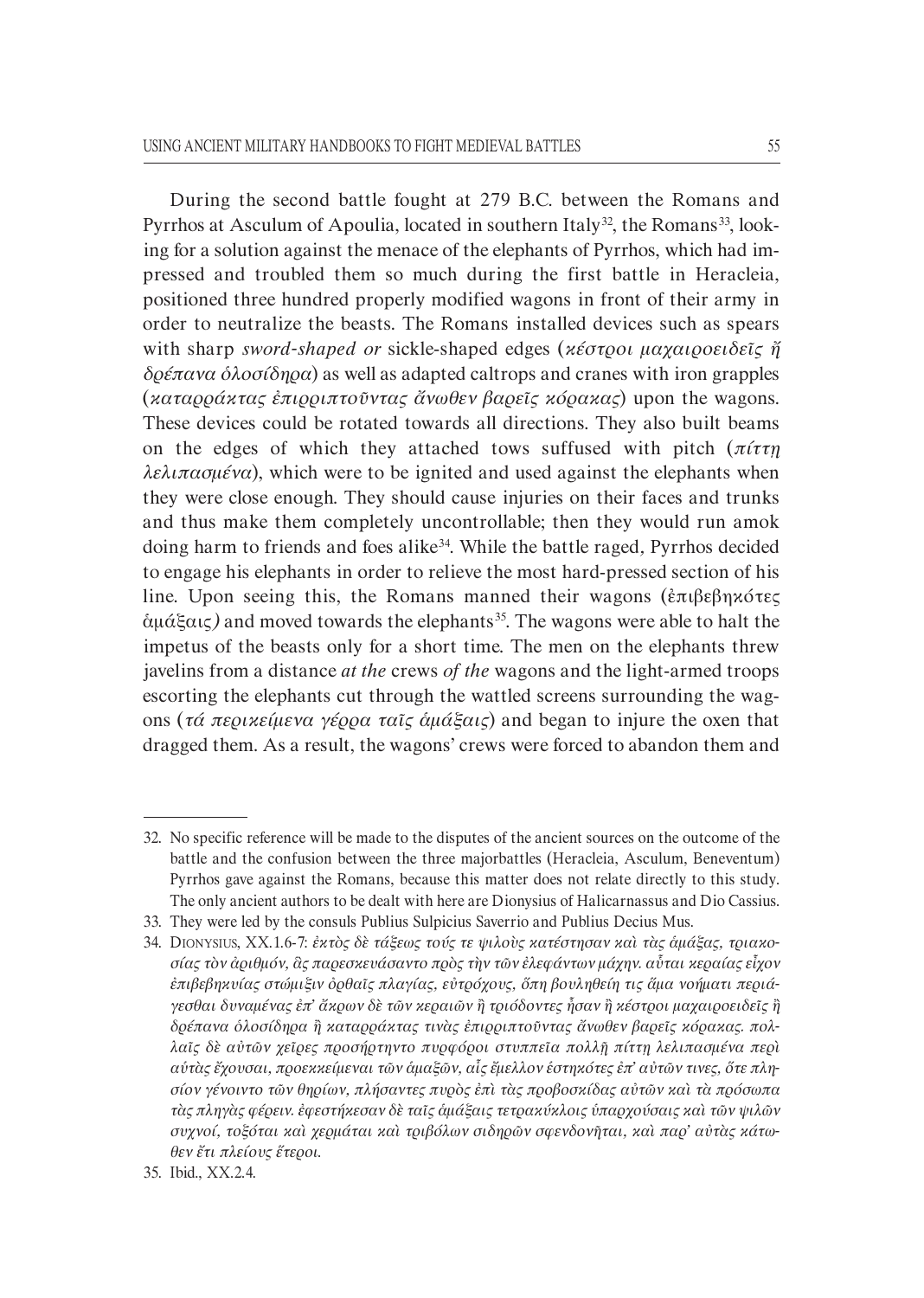During the second battle fought at 279 B.C. between the Romans and Pyrrhos at Asculum of Apoulia, located in southern Italy[32], the Romans[33], looking for a solution against the menace of the elephants of Pyrrhos, which had impressed and troubled them so much during the first battle in Heracleia, positioned three hundred properly modified wagons in front of their army in order to neutralize the beasts. The Romans installed devices such as spears with sharp *sword-shaped or* sickle-shaped edges (*κέστροι μαχαιροειδεῖς ἤ δρέπανα ὁλοσίδηρα*) as well as adapted caltrops and cranes with iron grapples (*καταρράκτας ἐπιρριπτοῦντας ἄνωθεν βαρεῖς κόρακας*) upon the wagons. These devices could be rotated towards all directions. They also built beams on the edges of which they attached tows suffused with pitch (*πίττη λελιπασμένα*), which were to be ignited and used against the elephants when they were close enough. They should cause injuries on their faces and trunks and thus make them completely uncontrollable; then they would run amok doing harm to friends and foes alike[34]. While the battle raged, Pyrrhos decided to engage his elephants in order to relieve the most hard-pressed section of his line. Upon seeing this, the Romans manned their wagons (ἐπιβεβηκότες ἁμάξαις) and moved towards the elephants[35]. The wagons were able to halt the impetus of the beasts only for a short time. The men on the elephants threw javelins from a distance *at the* crews *of the* wagons and the light-armed troops escorting the elephants cut through the wattled screens surrounding the wagons (*τά περικείμενα γέρρα ταῖς ἁμάξαις*) and began to injure the oxen that dragged them. As a result, the wagons' crews were forced to abandon them and

---

32. No specific reference will be made to the disputes of the ancient sources on the outcome of the battle and the confusion between the three majorbattles (Heracleia, Asculum, Beneventum) Pyrrhos gave against the Romans, because this matter does not relate directly to this study. The only ancient authors to be dealt with here are Dionysius of Halicarnassus and Dio Cassius.

33. They were led by the consuls Publius Sulpicius Saverrio and Publius Decius Mus.

34. Dionysius, XX.1.6-7: *ἐκτὸς δὲ τάξεως τούς τε ψιλοὺς κατέστησαν καὶ τὰς ἁμάξας, τριακοσίας τὸν ἀριθμόν, ἃς παρεσκευάσαντο πρὸς τὴν τῶν ἐλεφάντων μάχην. αὗται κεραίας εἶχον ἐπιβεβηκυίας στώμιξιν ὀρθαῖς πλαγίας, εὐτρόχους, ὅπη βουληθείη τις ἅμα νοήματι περιάγεσθαι δυναμένας ἐπ' ἄκρων δὲ τῶν κεραιῶν ἢ τριόδοντες ἦσαν ἢ κέστροι μαχαιροειδεῖς ἢ δρέπανα ὁλοσίδηρα ἢ καταρράκτας τινὰς ἐπιρριπτοῦντας ἄνωθεν βαρεῖς κόρακας. πολλαῖς δὲ αὐτῶν χεῖρες προσήρτηντο πυρφόροι στυππεῖα πολλῇ πίττῃ λελιπασμένα περὶ αὐτὰς ἔχουσαι, προεκκείμεναι τῶν ἁμαξῶν, αἷς ἔμελλον ἑστηκότες ἐπ' αὐτῶν τινες, ὅτε πλησίον γένοιντο τῶν θηρίων, πλήσαντες πυρὸς ἐπὶ τὰς προβοσκίδας αὐτῶν καὶ τὰ πρόσωπα τὰς πληγὰς φέρειν. ἐφεστήκεσαν δὲ ταῖς ἁμάξαις τετρακύκλοις ὑπαρχούσαις καὶ τῶν ψιλῶν συχνοί, τοξόται καὶ χερμάται καὶ τριβόλων σιδηρῶν σφενδονῆται, καὶ παρ' αὐτὰς κάτωθεν ἔτι πλείους ἕτεροι.*

35. Ibid., XX.2.4.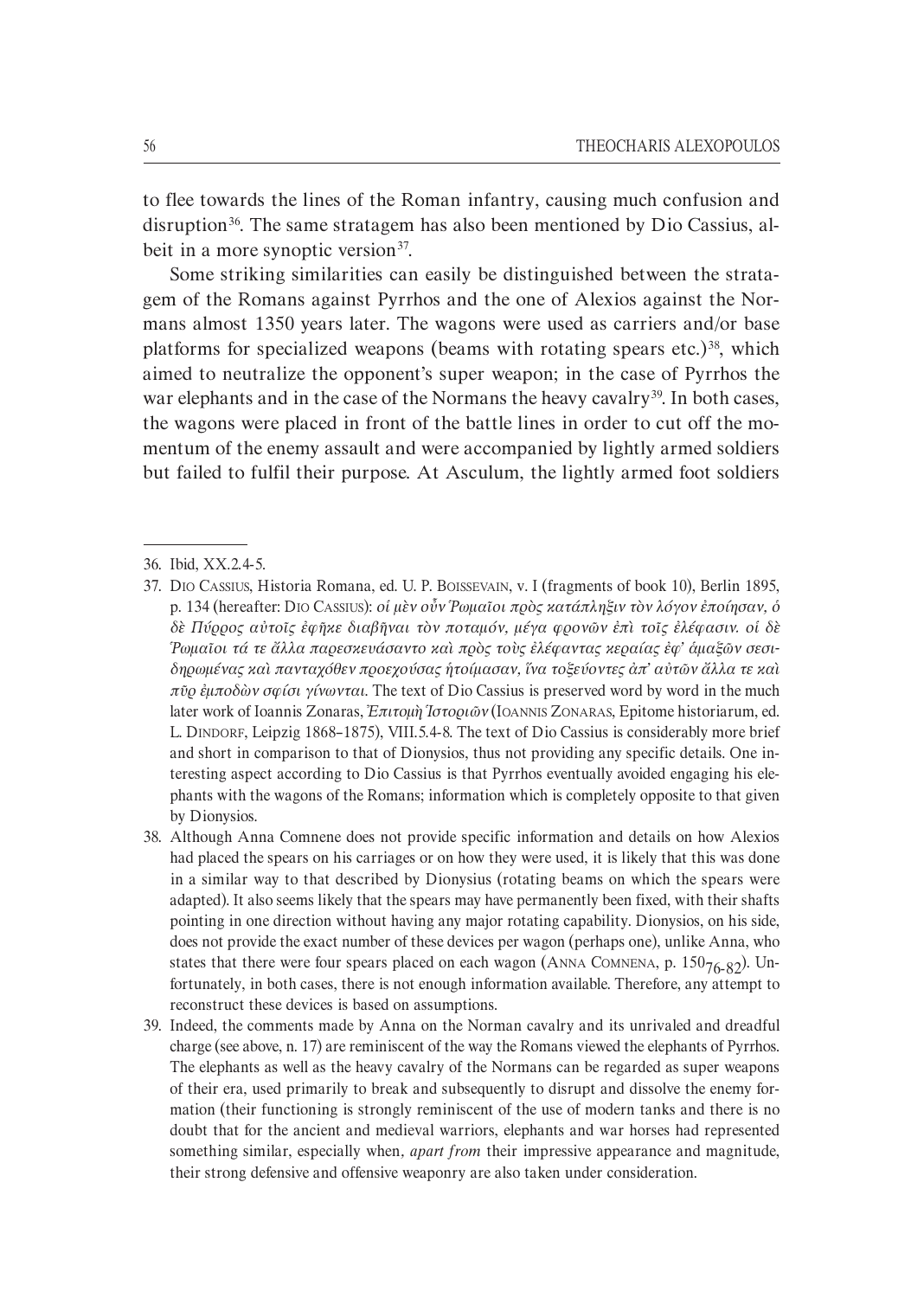to flee towards the lines of the Roman infantry, causing much confusion and disruption[36]. The same stratagem has also been mentioned by Dio Cassius, albeit in a more synoptic version[37].

Some striking similarities can easily be distinguished between the stratagem of the Romans against Pyrrhos and the one of Alexios against the Normans almost 1350 years later. The wagons were used as carriers and/or base platforms for specialized weapons (beams with rotating spears etc.)[38], which aimed to neutralize the opponent's super weapon; in the case of Pyrrhos the war elephants and in the case of the Normans the heavy cavalry[39]. In both cases, the wagons were placed in front of the battle lines in order to cut off the momentum of the enemy assault and were accompanied by lightly armed soldiers but failed to fulfil their purpose. At Asculum, the lightly armed foot soldiers

---

36. Ibid, XX.2.4-5.

37. Dio Cassius, Historia Romana, ed. U. P. Boissevain, v. I (fragments of book 10), Berlin 1895, p. 134 (hereafter: Dio Cassius): *οἱ μὲν οὖν Ῥωμαῖοι πρὸς κατάπληξιν τὸν λόγον ἐποίησαν, ὁ δὲ Πύρρος αὐτοῖς ἐφῆκε διαβῆναι τὸν ποταμόν, μέγα φρονῶν ἐπὶ τοῖς ἐλέφασιν. οἱ δὲ Ῥωμαῖοι τά τε ἄλλα παρεσκευάσαντο καὶ πρὸς τοὺς ἐλέφαντας κεραίας ἐφ' ἁμαξῶν σεσιδηρωμένας καὶ πανταχόθεν προεχούσας ἡτοίμασαν, ἵνα τοξεύοντες ἀπ' αὐτῶν ἄλλα τε καὶ πῦρ ἐμποδὼν σφίσι γίνωνται.* The text of Dio Cassius is preserved word by word in the much later work of Ioannis Zonaras, *Ἐπιτομὴ Ἱστοριῶν* (Ioannis Zonaras, Epitome historiarum, ed. L. Dindorf, Leipzig 1868–1875), VIII.5.4-8. The text of Dio Cassius is considerably more brief and short in comparison to that of Dionysios, thus not providing any specific details. One interesting aspect according to Dio Cassius is that Pyrrhos eventually avoided engaging his elephants with the wagons of the Romans; information which is completely opposite to that given by Dionysios.

38. Although Anna Comnene does not provide specific information and details on how Alexios had placed the spears on his carriages or on how they were used, it is likely that this was done in a similar way to that described by Dionysius (rotating beams on which the spears were adapted). It also seems likely that the spears may have permanently been fixed, with their shafts pointing in one direction without having any major rotating capability. Dionysios, on his side, does not provide the exact number of these devices per wagon (perhaps one), unlike Anna, who states that there were four spears placed on each wagon (Anna Comnena, p. $150_{76\text{-}82}$). Unfortunately, in both cases, there is not enough information available. Therefore, any attempt to reconstruct these devices is based on assumptions.

39. Indeed, the comments made by Anna on the Norman cavalry and its unrivaled and dreadful charge (see above, n. 17) are reminiscent of the way the Romans viewed the elephants of Pyrrhos. The elephants as well as the heavy cavalry of the Normans can be regarded as super weapons of their era, used primarily to break and subsequently to disrupt and dissolve the enemy formation (their functioning is strongly reminiscent of the use of modern tanks and there is no doubt that for the ancient and medieval warriors, elephants and war horses had represented something similar, especially when, *apart from* their impressive appearance and magnitude, their strong defensive and offensive weaponry are also taken under consideration.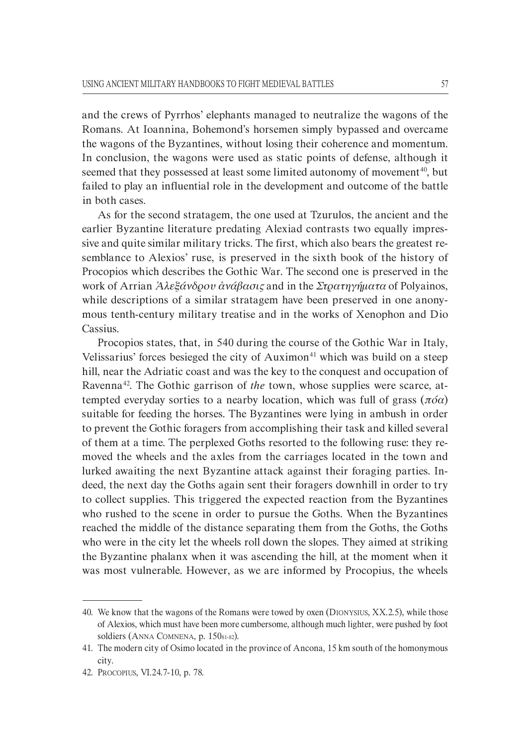and the crews of Pyrrhos' elephants managed to neutralize the wagons of the Romans. At Ioannina, Bohemond's horsemen simply bypassed and overcame the wagons of the Byzantines, without losing their coherence and momentum. In conclusion, the wagons were used as static points of defense, although it seemed that they possessed at least some limited autonomy of movement[40], but failed to play an influential role in the development and outcome of the battle in both cases.

As for the second stratagem, the one used at Tzurulos, the ancient and the earlier Byzantine literature predating Alexiad contrasts two equally impressive and quite similar military tricks. The first, which also bears the greatest resemblance to Alexios' ruse, is preserved in the sixth book of the history of Procopios which describes the Gothic War. The second one is preserved in the work of Arrian *Ἀλεξάνδρου ἀνάβασις* and in the *Στρατηγήματα* of Polyainos, while descriptions of a similar stratagem have been preserved in one anonymous tenth-century military treatise and in the works of Xenophon and Dio Cassius.

Procopios states, that, in 540 during the course of the Gothic War in Italy, Velissarius' forces besieged the city of Auximon[41] which was build on a steep hill, near the Adriatic coast and was the key to the conquest and occupation of Ravenna[42]. The Gothic garrison of *the* town, whose supplies were scarce, attempted everyday sorties to a nearby location, which was full of grass (*πόα*) suitable for feeding the horses. The Byzantines were lying in ambush in order to prevent the Gothic foragers from accomplishing their task and killed several of them at a time. The perplexed Goths resorted to the following ruse: they removed the wheels and the axles from the carriages located in the town and lurked awaiting the next Byzantine attack against their foraging parties. Indeed, the next day the Goths again sent their foragers downhill in order to try to collect supplies. This triggered the expected reaction from the Byzantines who rushed to the scene in order to pursue the Goths. When the Byzantines reached the middle of the distance separating them from the Goths, the Goths who were in the city let the wheels roll down the slopes. They aimed at striking the Byzantine phalanx when it was ascending the hill, at the moment when it was most vulnerable. However, as we are informed by Procopius, the wheels

---

40. We know that the wagons of the Romans were towed by oxen (Dionysius, XX.2.5), while those of Alexios, which must have been more cumbersome, although much lighter, were pushed by foot soldiers (Anna Comnena, p. 150$_{81-82}$).

41. The modern city of Osimo located in the province of Ancona, 15 km south of the homonymous city.

42. Procopius, VI.24.7-10, p. 78.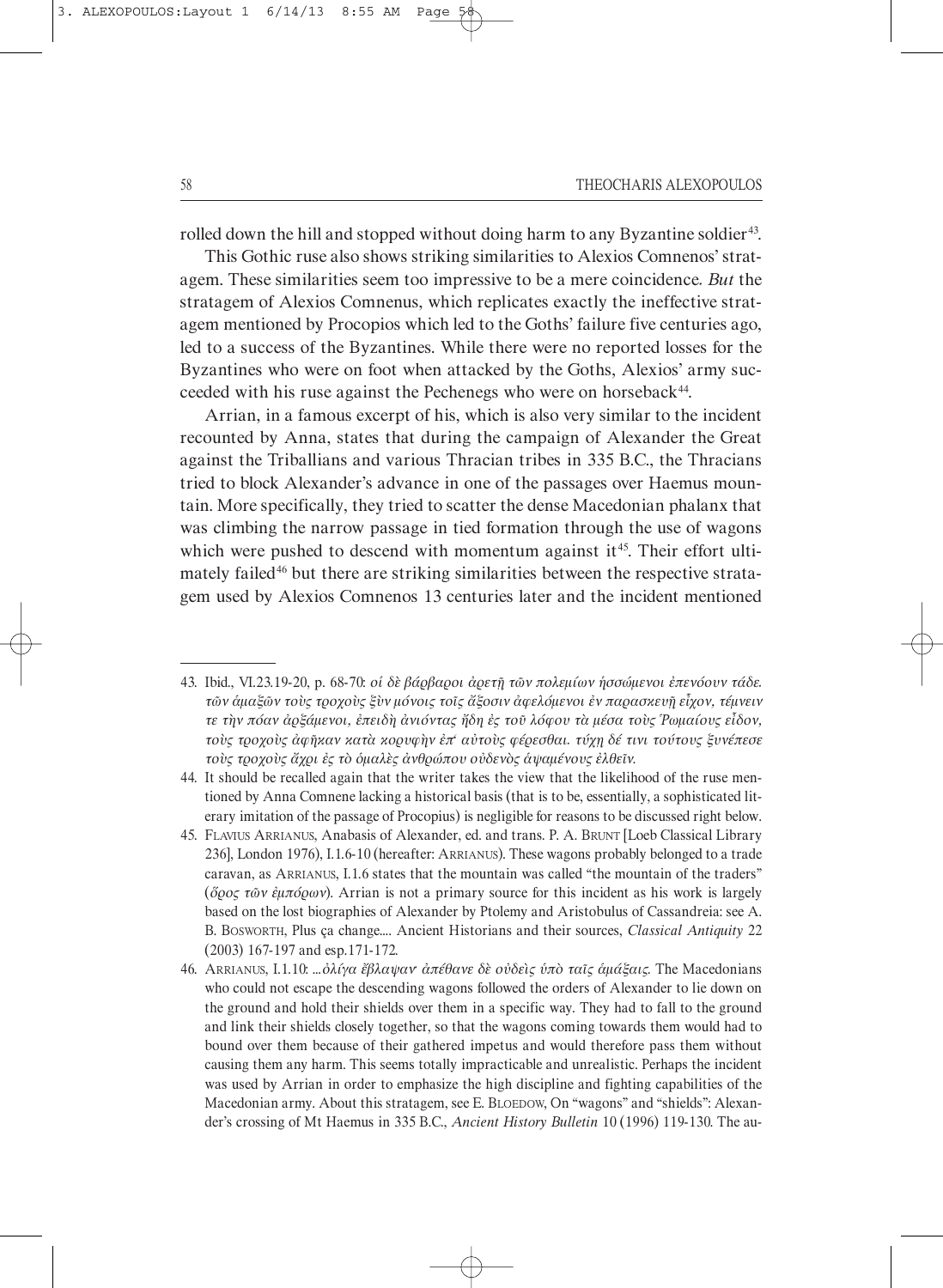rolled down the hill and stopped without doing harm to any Byzantine soldier[43].

This Gothic ruse also shows striking similarities to Alexios Comnenos' stratagem. These similarities seem too impressive to be a mere coincidence. *But* the stratagem of Alexios Comnenus, which replicates exactly the ineffective stratagem mentioned by Procopios which led to the Goths' failure five centuries ago, led to a success of the Byzantines. While there were no reported losses for the Byzantines who were on foot when attacked by the Goths, Alexios' army succeeded with his ruse against the Pechenegs who were on horseback[44].

Arrian, in a famous excerpt of his, which is also very similar to the incident recounted by Anna, states that during the campaign of Alexander the Great against the Triballians and various Thracian tribes in 335 B.C., the Thracians tried to block Alexander's advance in one of the passages over Haemus mountain. More specifically, they tried to scatter the dense Macedonian phalanx that was climbing the narrow passage in tied formation through the use of wagons which were pushed to descend with momentum against it[45]. Their effort ultimately failed[46] but there are striking similarities between the respective stratagem used by Alexios Comnenos 13 centuries later and the incident mentioned

43. Ibid., VI.23.19-20, p. 68-70: *οἱ δὲ βάρβαροι ἀρετῇ τῶν πολεμίων ἡσσώμενοι ἐπενόουν τάδε. τῶν ἁμαξῶν τοὺς τροχοὺς ξὺν μόνοις τοῖς ἄξοσιν ἀφελόμενοι ἐν παρασκευῇ εἶχον, τέμνειν τε τὴν πόαν ἀρξάμενοι, ἐπειδὴ ἀνιόντας ἤδη ἐς τοῦ λόφου τὰ μέσα τοὺς Ῥωμαίους εἶδον, τοὺς τροχοὺς ἀφῆκαν κατὰ κορυφὴν ἐπ' αὐτοὺς φέρεσθαι. τύχῃ δέ τινι τούτους ξυνέπεσε τοὺς τροχοὺς ἄχρι ἐς τὸ ὁμαλὲς ἀνθρώπου οὐδενὸς ἀψαμένους ἐλθεῖν.*

44. It should be recalled again that the writer takes the view that the likelihood of the ruse mentioned by Anna Comnene lacking a historical basis (that is to be, essentially, a sophisticated literary imitation of the passage of Procopius) is negligible for reasons to be discussed right below.

45. FLAVIUS ARRIANUS, Anabasis of Alexander, ed. and trans. P. A. BRUNT [Loeb Classical Library 236], London 1976), I.1.6-10 (hereafter: ARRIANUS). These wagons probably belonged to a trade caravan, as ARRIANUS, I.1.6 states that the mountain was called "the mountain of the traders" (*ὄρος τῶν ἐμπόρων*). Arrian is not a primary source for this incident as his work is largely based on the lost biographies of Alexander by Ptolemy and Aristobulus of Cassandreia: see A. B. BOSWORTH, Plus ça change.... Ancient Historians and their sources, *Classical Antiquity* 22 (2003) 167-197 and esp.171-172.

46. ARRIANUS, I.1.10: *...ὀλίγα ἔβλαψαν· ἀπέθανε δὲ οὐδεὶς ὑπὸ ταῖς ἁμάξαις.* The Macedonians who could not escape the descending wagons followed the orders of Alexander to lie down on the ground and hold their shields over them in a specific way. They had to fall to the ground and link their shields closely together, so that the wagons coming towards them would had to bound over them because of their gathered impetus and would therefore pass them without causing them any harm. This seems totally impracticable and unrealistic. Perhaps the incident was used by Arrian in order to emphasize the high discipline and fighting capabilities of the Macedonian army. About this stratagem, see E. BLOEDOW, On "wagons" and "shields": Alexander's crossing of Mt Haemus in 335 B.C., *Ancient History Bulletin* 10 (1996) 119-130. The au-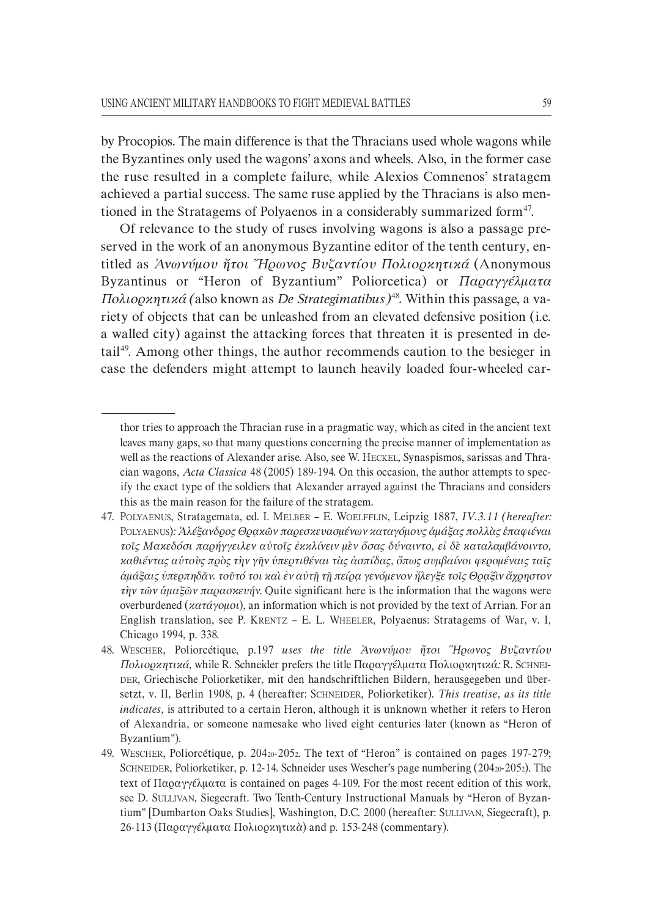by Procopios. The main difference is that the Thracians used whole wagons while the Byzantines only used the wagons' axons and wheels. Also, in the former case the ruse resulted in a complete failure, while Alexios Comnenos' stratagem achieved a partial success. The same ruse applied by the Thracians is also mentioned in the Stratagems of Polyaenos in a considerably summarized form[47].

Of relevance to the study of ruses involving wagons is also a passage preserved in the work of an anonymous Byzantine editor of the tenth century, entitled as *Ἀνωνύμου ἤτοι Ἥρωνος Βυζαντίου Πολιορκητικά* (Anonymous Byzantinus or "Heron of Byzantium" Poliorcetica) or *Παραγγέλματα Πολιορκητικά (*also known as *De Strategimatibus)*[48]. Within this passage, a variety of objects that can be unleashed from an elevated defensive position (i.e. a walled city) against the attacking forces that threaten it is presented in detail[49]. Among other things, the author recommends caution to the besieger in case the defenders might attempt to launch heavily loaded four-wheeled car-

---

thor tries to approach the Thracian ruse in a pragmatic way, which as cited in the ancient text leaves many gaps, so that many questions concerning the precise manner of implementation as well as the reactions of Alexander arise. Also, see W. Heckel, Synaspismos, sarissas and Thracian wagons, *Acta Classica* 48 (2005) 189-194. On this occasion, the author attempts to specify the exact type of the soldiers that Alexander arrayed against the Thracians and considers this as the main reason for the failure of the stratagem.

47. Polyaenus, Stratagemata, ed. I. Melber – E. Woelfflin, Leipzig 1887, *IV.3.11 (hereafter:* Polyaenus)*: Ἀλέξανδρος Θρᾳκῶν παρεσκευασμένων καταγόμους ἁμάξας πολλὰς ἐπαφιέναι τοῖς Μακεδόσι παρήγγειλεν αὐτοῖς ἐκκλίνειν μὲν ὅσας δύναιντο, εἰ δὲ καταλαμβάνοιντο, καθιέντας αὑτοὺς πρὸς τὴν γῆν ὑπερτιθέναι τὰς ἀσπίδας, ὅπως συμβαίνοι φερομέναις ταῖς ἁμάξαις ὑπερπηδᾶν. τοῦτό τοι καὶ ἐν αὐτῇ τῇ πείρᾳ γενόμενον ἤλεγξε τοῖς Θρᾳξὶν ἄχρηστον τὴν τῶν ἁμαξῶν παρασκευήν.* Quite significant here is the information that the wagons were overburdened (*κατάγομοι*), an information which is not provided by the text of Arrian. For an English translation, see P. Krentz – E. L. Wheeler, Polyaenus: Stratagems of War, v. I, Chicago 1994, p. 338.

48. Wescher, Poliorcétique, p.197 *uses the title Ἀνωνύμου ἤτοι Ἥρωνος Βυζαντίου Πολιορκητικά*, while R. Schneider prefers the title Παραγγέλματα Πολιορκητικά*:* R. Schneider, Griechische Poliorketiker, mit den handschriftlichen Bildern, herausgegeben und übersetzt, v. II, Berlin 1908, p. 4 (hereafter: Schneider, Poliorketiker). *This treatise, as its title indicates,* is attributed to a certain Heron, although it is unknown whether it refers to Heron of Alexandria, or someone namesake who lived eight centuries later (known as "Heron of Byzantium").

49. Wescher, Poliorcétique, p. $204_{20}$-$205_{2}$. The text of "Heron" is contained on pages 197-279; Schneider, Poliorketiker, p. 12-14. Schneider uses Wescher's page numbering ($204_{20}$-$205_{2}$). The text of Παραγγέλματα is contained on pages 4-109. For the most recent edition of this work, see D. Sullivan, Siegecraft. Two Tenth-Century Instructional Manuals by "Heron of Byzantium" [Dumbarton Oaks Studies], Washington, D.C. 2000 (hereafter: Sullivan, Siegecraft), p. 26-113 (Παραγγέλματα Πολιορκητικὰ) and p. 153-248 (commentary).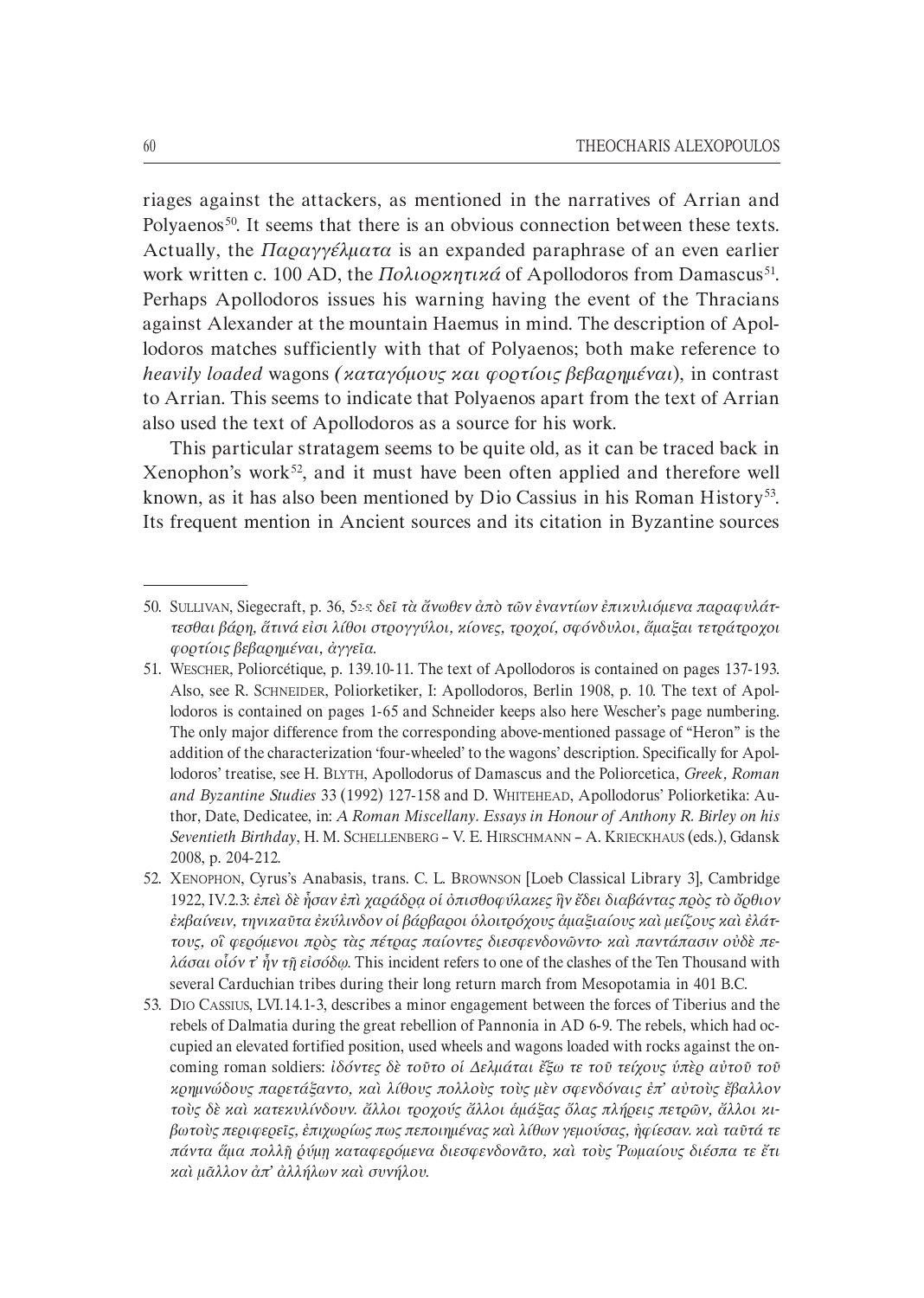riages against the attackers, as mentioned in the narratives of Arrian and Polyaenos[50]. It seems that there is an obvious connection between these texts. Actually, the *Παραγγέλματα* is an expanded paraphrase of an even earlier work written c. 100 AD, the *Πολιορκητικά* of Apollodoros from Damascus[51]. Perhaps Apollodoros issues his warning having the event of the Thracians against Alexander at the mountain Haemus in mind. The description of Apollodoros matches sufficiently with that of Polyaenos; both make reference to *heavily loaded* wagons (*καταγόμους και φορτίοις βεβαρημέναι*), in contrast to Arrian. This seems to indicate that Polyaenos apart from the text of Arrian also used the text of Apollodoros as a source for his work.

This particular stratagem seems to be quite old, as it can be traced back in Xenophon's work[52], and it must have been often applied and therefore well known, as it has also been mentioned by Dio Cassius in his Roman History[53]. Its frequent mention in Ancient sources and its citation in Byzantine sources

---

50. Sullivan, Siegecraft, p. 36, 5₂-₅: *δεῖ τὰ ἄνωθεν ἀπὸ τῶν ἐναντίων ἐπικυλιόμενα παραφυλάττεσθαι βάρη, ἅτινά εἰσι λίθοι στρογγύλοι, κίονες, τροχοί, σφόνδυλοι, ἅμαξαι τετράτροχοι φορτίοις βεβαρημέναι, ἀγγεῖα.*

51. Wescher, Poliorcétique, p. 139.10-11. The text of Apollodoros is contained on pages 137-193. Also, see R. Schneider, Poliorketiker, I: Apollodoros, Berlin 1908, p. 10. The text of Apollodoros is contained on pages 1-65 and Schneider keeps also here Wescher's page numbering. The only major difference from the corresponding above-mentioned passage of "Heron" is the addition of the characterization 'four-wheeled' to the wagons' description. Specifically for Apollodoros' treatise, see H. Blyth, Apollodorus of Damascus and the Poliorcetica, *Greek, Roman and Byzantine Studies* 33 (1992) 127-158 and D. Whitehead, Apollodorus' Poliorketika: Author, Date, Dedicatee, in: *A Roman Miscellany. Essays in Honour of Anthony R. Birley on his Seventieth Birthday*, H. M. Schellenberg – V. E. Hirschmann – A. Krieckhaus (eds.), Gdansk 2008, p. 204-212.

52. Xenophon, Cyrus's Anabasis, trans. C. L. Brownson [Loeb Classical Library 3], Cambridge 1922, IV.2.3: *ἐπεὶ δὲ ἦσαν ἐπὶ χαράδρᾳ οἱ ὀπισθοφύλακες ἣν ἔδει διαβάντας πρὸς τὸ ὄρθιον ἐκβαίνειν, τηνικαῦτα ἐκύλινδον οἱ βάρβαροι ὁλοιτρόχους ἁμαξιαίους καὶ μείζους καὶ ἐλάττους, οἳ φερόμενοι πρὸς τὰς πέτρας παίοντες διεσφενδονῶντο· καὶ παντάπασιν οὐδὲ πελάσαι οἷόν τ' ἦν τῇ εἰσόδῳ.* This incident refers to one of the clashes of the Ten Thousand with several Carduchian tribes during their long return march from Mesopotamia in 401 B.C.

53. Dio Cassius, LVI.14.1-3, describes a minor engagement between the forces of Tiberius and the rebels of Dalmatia during the great rebellion of Pannonia in AD 6-9. The rebels, which had occupied an elevated fortified position, used wheels and wagons loaded with rocks against the oncoming roman soldiers: *ἰδόντες δὲ τοῦτο οἱ Δελμάται ἔξω τε τοῦ τείχους ὑπὲρ αὐτοῦ τοῦ κρημνώδους παρετάξαντο, καὶ λίθους πολλοὺς τοὺς μὲν σφενδόναις ἐπ' αὐτοὺς ἔβαλλον τοὺς δὲ καὶ κατεκυλίνδουν. ἄλλοι τροχοὺς ἄλλοι ἁμάξας ὅλας πλήρεις πετρῶν, ἄλλοι κιβωτοὺς περιφερεῖς, ἐπιχωρίως πως πεποιημένας καὶ λίθων γεμούσας, ἠφίεσαν. καὶ ταῦτά τε πάντα ἅμα πολλῇ ῥύμῃ καταφερόμενα διεσφενδονᾶτο, καὶ τοὺς Ῥωμαίους διέσπα τε ἔτι καὶ μᾶλλον ἀπ' ἀλλήλων καὶ συνήλου.*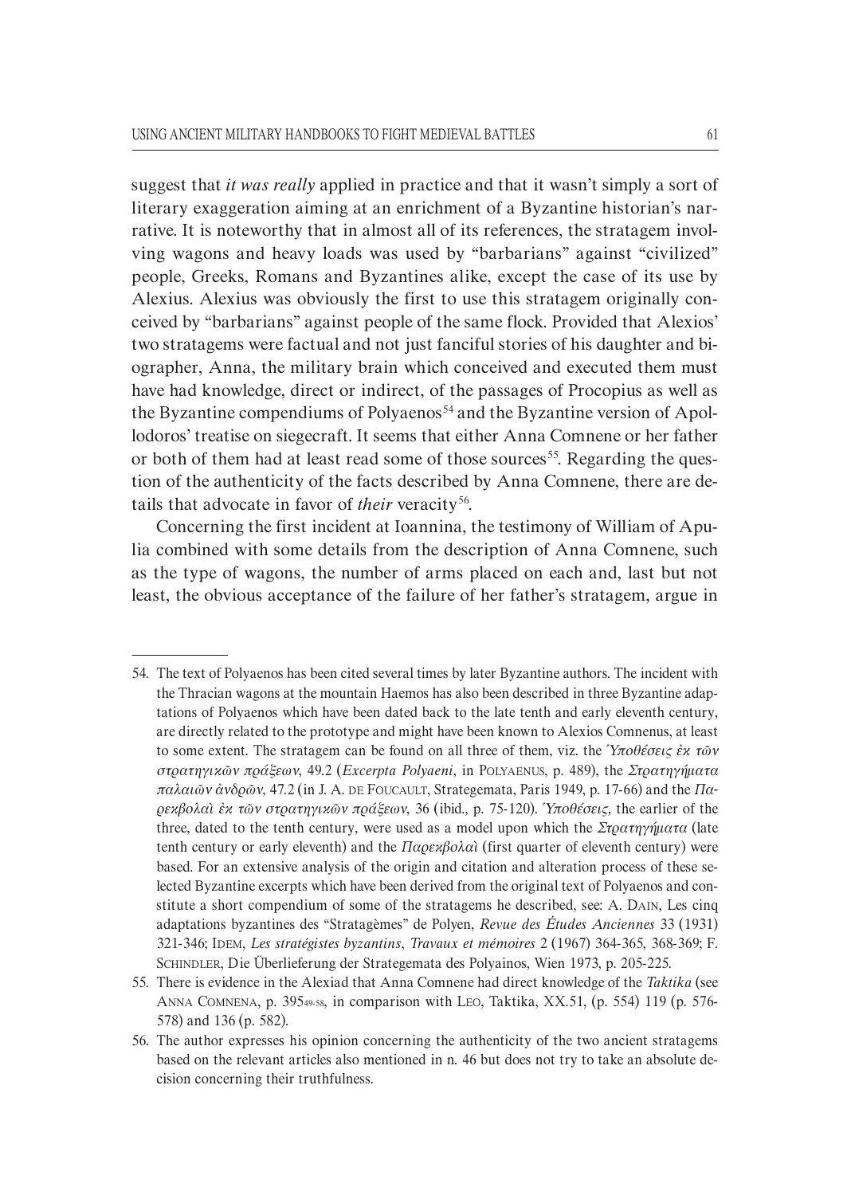suggest that *it was really* applied in practice and that it wasn't simply a sort of literary exaggeration aiming at an enrichment of a Byzantine historian's narrative. It is noteworthy that in almost all of its references, the stratagem involving wagons and heavy loads was used by "barbarians" against "civilized" people, Greeks, Romans and Byzantines alike, except the case of its use by Alexius. Alexius was obviously the first to use this stratagem originally conceived by "barbarians" against people of the same flock. Provided that Alexios' two stratagems were factual and not just fanciful stories of his daughter and biographer, Anna, the military brain which conceived and executed them must have had knowledge, direct or indirect, of the passages of Procopius as well as the Byzantine compendiums of Polyaenos[54] and the Byzantine version of Apollodoros' treatise on siegecraft. It seems that either Anna Comnene or her father or both of them had at least read some of those sources[55]. Regarding the question of the authenticity of the facts described by Anna Comnene, there are details that advocate in favor of *their* veracity[56].

Concerning the first incident at Ioannina, the testimony of William of Apulia combined with some details from the description of Anna Comnene, such as the type of wagons, the number of arms placed on each and, last but not least, the obvious acceptance of the failure of her father's stratagem, argue in

---

54. The text of Polyaenos has been cited several times by later Byzantine authors. The incident with the Thracian wagons at the mountain Haemos has also been described in three Byzantine adaptations of Polyaenos which have been dated back to the late tenth and early eleventh century, are directly related to the prototype and might have been known to Alexios Comnenus, at least to some extent. The stratagem can be found on all three of them, viz. the *Ὑποθέσεις ἐκ τῶν στρατηγικῶν πράξεων*, 49.2 (*Excerpta Polyaeni*, in POLYAENUS, p. 489), the *Στρατηγήματα παλαιῶν ἀνδρῶν*, 47.2 (in J. A. DE FOUCAULT, Strategemata, Paris 1949, p. 17-66) and the *Παρεκβολαὶ ἐκ τῶν στρατηγικῶν πράξεων*, 36 (ibid., p. 75-120). *Ὑποθέσεις*, the earlier of the three, dated to the tenth century, were used as a model upon which the *Στρατηγήματα* (late tenth century or early eleventh) and the *Παρεκβολαὶ* (first quarter of eleventh century) were based. For an extensive analysis of the origin and citation and alteration process of these selected Byzantine excerpts which have been derived from the original text of Polyaenos and constitute a short compendium of some of the stratagems he described, see: A. DAIN, Les cinq adaptations byzantines des "Stratagèmes" de Polyen, *Revue des Études Anciennes* 33 (1931) 321-346; IDEM, *Les stratégistes byzantins*, *Travaux et mémoires* 2 (1967) 364-365, 368-369; F. SCHINDLER, Die Überlieferung der Strategemata des Polyainos, Wien 1973, p. 205-225.

55. There is evidence in the Alexiad that Anna Comnene had direct knowledge of the *Taktika* (see ANNA COMNENA, p. 395$_{49-58}$, in comparison with LEO, Taktika, XX.51, (p. 554) 119 (p. 576-578) and 136 (p. 582).

56. The author expresses his opinion concerning the authenticity of the two ancient stratagems based on the relevant articles also mentioned in n. 46 but does not try to take an absolute decision concerning their truthfulness.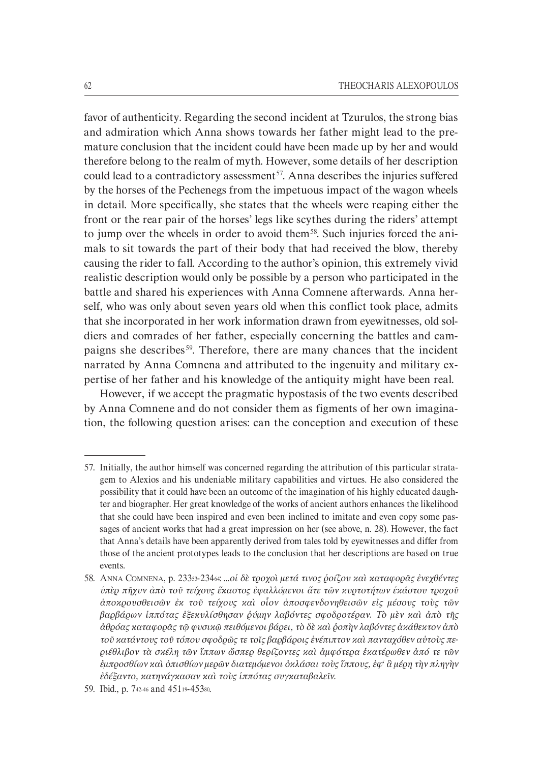favor of authenticity. Regarding the second incident at Tzurulos, the strong bias and admiration which Anna shows towards her father might lead to the premature conclusion that the incident could have been made up by her and would therefore belong to the realm of myth. However, some details of her description could lead to a contradictory assessment[57]. Anna describes the injuries suffered by the horses of the Pechenegs from the impetuous impact of the wagon wheels in detail. More specifically, she states that the wheels were reaping either the front or the rear pair of the horses' legs like scythes during the riders' attempt to jump over the wheels in order to avoid them[58]. Such injuries forced the animals to sit towards the part of their body that had received the blow, thereby causing the rider to fall. According to the author's opinion, this extremely vivid realistic description would only be possible by a person who participated in the battle and shared his experiences with Anna Comnene afterwards. Anna herself, who was only about seven years old when this conflict took place, admits that she incorporated in her work information drawn from eyewitnesses, old soldiers and comrades of her father, especially concerning the battles and campaigns she describes[59]. Therefore, there are many chances that the incident narrated by Anna Comnena and attributed to the ingenuity and military expertise of her father and his knowledge of the antiquity might have been real.

However, if we accept the pragmatic hypostasis of the two events described by Anna Comnene and do not consider them as figments of her own imagination, the following question arises: can the conception and execution of these

---

57. Initially, the author himself was concerned regarding the attribution of this particular stratagem to Alexios and his undeniable military capabilities and virtues. He also considered the possibility that it could have been an outcome of the imagination of his highly educated daughter and biographer. Her great knowledge of the works of ancient authors enhances the likelihood that she could have been inspired and even been inclined to imitate and even copy some passages of ancient works that had a great impression on her (see above, n. 28). However, the fact that Anna's details have been apparently derived from tales told by eyewitnesses and differ from those of the ancient prototypes leads to the conclusion that her descriptions are based on true events.

58. Anna Comnena, p. 233$_{53}$-234$_{64}$: *...οἱ δὲ τροχοὶ μετά τινος ῥοίζου καὶ καταφορᾶς ἐνεχθέντες ὑπὲρ πῆχυν ἀπὸ τοῦ τείχους ἕκαστος ἐφαλλόμενοι ἅτε τῶν κυρτοτήτων ἑκάστου τροχοῦ ἀποκρουσθεισῶν ἐκ τοῦ τείχους καὶ οἷον ἀποσφενδονηθεισῶν εἰς μέσους τοὺς τῶν βαρβάρων ἱππότας ἐξεκυλίσθησαν ῥύμην λαβόντες σφοδροτέραν. Τὸ μὲν καὶ ἀπὸ τῆς ἀθρόας καταφορᾶς τῷ φυσικῷ πειθόμενοι βάρει, τὸ δὲ καὶ ῥοπὴν λαβόντες ἀκάθεκτον ἀπὸ τοῦ κατάντους τοῦ τόπου σφοδρῶς τε τοῖς βαρβάροις ἐνέπιπτον καὶ πανταχόθεν αὐτοὺς περιέθλιβον τὰ σκέλη τῶν ἵππων ὥσπερ θερίζοντες καὶ ἀμφότερα ἑκατέρωθεν ἀπό τε τῶν ἐμπροσθίων καὶ ὀπισθίων μερῶν διατεμόμενοι ὀκλάσαι τοὺς ἵππους, ἐφ᾽ ἃ μέρη τὴν πληγὴν ἐδέξαντο, κατηνάγκασαν καὶ τοὺς ἱππότας συγκαταβαλεῖν.*

59. Ibid., p. 7$_{42-46}$ and 451$_{19}$-453$_{80}$.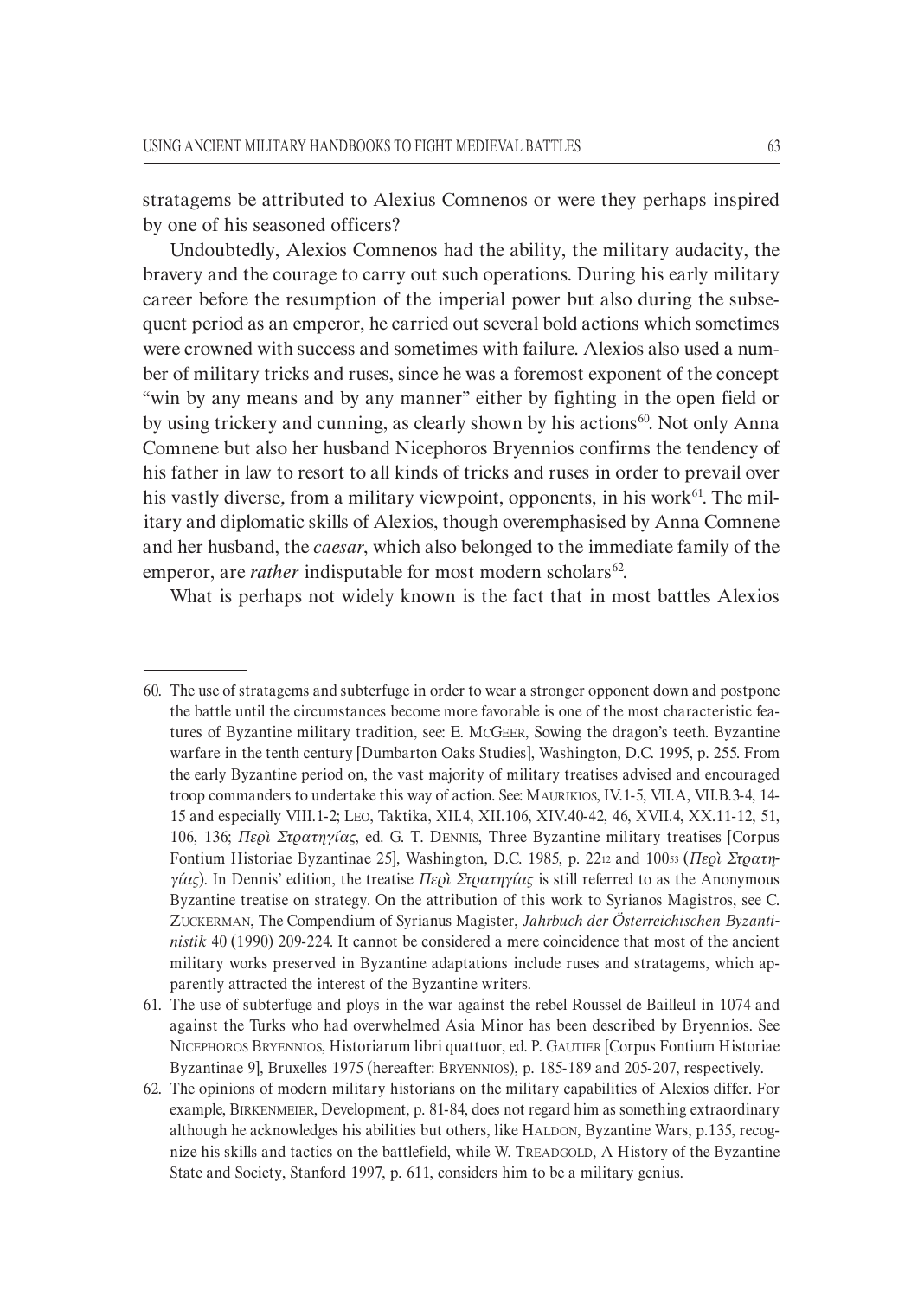stratagems be attributed to Alexius Comnenos or were they perhaps inspired by one of his seasoned officers?

Undoubtedly, Alexios Comnenos had the ability, the military audacity, the bravery and the courage to carry out such operations. During his early military career before the resumption of the imperial power but also during the subsequent period as an emperor, he carried out several bold actions which sometimes were crowned with success and sometimes with failure. Alexios also used a number of military tricks and ruses, since he was a foremost exponent of the concept "win by any means and by any manner" either by fighting in the open field or by using trickery and cunning, as clearly shown by his actions[60]. Not only Anna Comnene but also her husband Nicephoros Bryennios confirms the tendency of his father in law to resort to all kinds of tricks and ruses in order to prevail over his vastly diverse, from a military viewpoint, opponents, in his work[61]. The military and diplomatic skills of Alexios, though overemphasised by Anna Comnene and her husband, the *caesar*, which also belonged to the immediate family of the emperor, are *rather* indisputable for most modern scholars[62].

What is perhaps not widely known is the fact that in most battles Alexios

---

60. The use of stratagems and subterfuge in order to wear a stronger opponent down and postpone the battle until the circumstances become more favorable is one of the most characteristic features of Byzantine military tradition, see: E. McGeer, Sowing the dragon's teeth. Byzantine warfare in the tenth century [Dumbarton Oaks Studies], Washington, D.C. 1995, p. 255. From the early Byzantine period on, the vast majority of military treatises advised and encouraged troop commanders to undertake this way of action. See: Maurikios, IV.1-5, VII.A, VII.B.3-4, 14-15 and especially VIII.1-2; Leo, Taktika, XII.4, XII.106, XIV.40-42, 46, XVII.4, XX.11-12, 51, 106, 136; *Περὶ Στρατηγίας*, ed. G. T. Dennis, Three Byzantine military treatises [Corpus Fontium Historiae Byzantinae 25], Washington, D.C. 1985, p. 22₁₂ and 100₅₃ (*Περὶ Στρατηγίας*). In Dennis' edition, the treatise *Περὶ Στρατηγίας* is still referred to as the Anonymous Byzantine treatise on strategy. On the attribution of this work to Syrianos Magistros, see C. Zuckerman, The Compendium of Syrianus Magister, *Jahrbuch der Österreichischen Byzantinistik* 40 (1990) 209-224. It cannot be considered a mere coincidence that most of the ancient military works preserved in Byzantine adaptations include ruses and stratagems, which apparently attracted the interest of the Byzantine writers.
61. The use of subterfuge and ploys in the war against the rebel Roussel de Bailleul in 1074 and against the Turks who had overwhelmed Asia Minor has been described by Bryennios. See Nicephoros Bryennios, Historiarum libri quattuor, ed. P. Gautier [Corpus Fontium Historiae Byzantinae 9], Bruxelles 1975 (hereafter: Bryennios), p. 185-189 and 205-207, respectively.
62. The opinions of modern military historians on the military capabilities of Alexios differ. For example, Birkenmeier, Development, p. 81-84, does not regard him as something extraordinary although he acknowledges his abilities but others, like Haldon, Byzantine Wars, p.135, recognize his skills and tactics on the battlefield, while W. Treadgold, A History of the Byzantine State and Society, Stanford 1997, p. 611, considers him to be a military genius.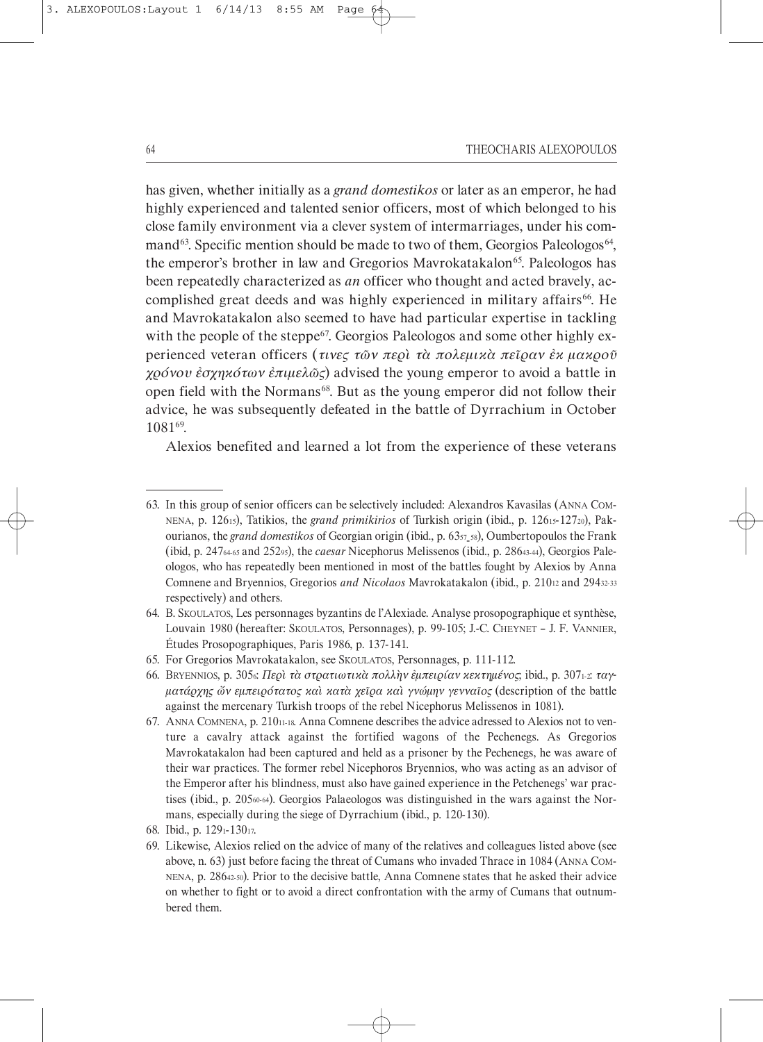has given, whether initially as a *grand domestikos* or later as an emperor, he had highly experienced and talented senior officers, most of which belonged to his close family environment via a clever system of intermarriages, under his command[63]. Specific mention should be made to two of them, Georgios Paleologos[64], the emperor's brother in law and Gregorios Mavrokatakalon[65]. Paleologos has been repeatedly characterized as *an* officer who thought and acted bravely, accomplished great deeds and was highly experienced in military affairs[66]. He and Mavrokatakalon also seemed to have had particular expertise in tackling with the people of the steppe[67]. Georgios Paleologos and some other highly experienced veteran officers (*τινες τῶν περὶ τὰ πολεμικὰ πεῖραν ἐκ μακροῦ χρόνου ἐσχηκότων ἐπιμελῶς*) advised the young emperor to avoid a battle in open field with the Normans[68]. But as the young emperor did not follow their advice, he was subsequently defeated in the battle of Dyrrachium in October 1081[69].

Alexios benefited and learned a lot from the experience of these veterans

---

63. In this group of senior officers can be selectively included: Alexandros Kavasilas (Anna Comnena, p. 126₁₅), Tatikios, the *grand primikirios* of Turkish origin (ibid., p. 126₁₅-127₂₀), Pakourianos, the *grand domestikos* of Georgian origin (ibid., p. 63₅₇₋₅₈), Oumbertopoulos the Frank (ibid, p. 247₆₄₋₆₅ and 252₉₅), the *caesar* Nicephorus Melissenos (ibid., p. 286₄₃₋₄₄), Georgios Paleologos, who has repeatedly been mentioned in most of the battles fought by Alexios by Anna Comnene and Bryennios, Gregorios *and Nicolaos* Mavrokatakalon (ibid., p. 210₁₂ and 294₃₂₋₃₃ respectively) and others.

64. B. Skoulatos, Les personnages byzantins de l'Alexiade. Analyse prosopographique et synthèse, Louvain 1980 (hereafter: Skoulatos, Personnages), p. 99-105; J.-C. Cheynet – J. F. Vannier, Études Prosopographiques, Paris 1986, p. 137-141.

65. For Gregorios Mavrokatakalon, see Skoulatos, Personnages, p. 111-112.

66. Bryennios, p. 305₆: *Περὶ τὰ στρατιωτικὰ πολλὴν ἐμπειρίαν κεκτημένος*; ibid., p. 307₁₋₂: *ταγματάρχης ὤν εμπειρότατος καὶ κατὰ χεῖρα καὶ γνώμην γενναῖος* (description of the battle against the mercenary Turkish troops of the rebel Nicephorus Melissenos in 1081).

67. Anna Comnena, p. 210₁₁₋₁₈. Anna Comnene describes the advice adressed to Alexios not to venture a cavalry attack against the fortified wagons of the Pechenegs. As Gregorios Mavrokatakalon had been captured and held as a prisoner by the Pechenegs, he was aware of their war practices. The former rebel Nicephoros Bryennios, who was acting as an advisor of the Emperor after his blindness, must also have gained experience in the Petchenegs' war practises (ibid., p. 205₆₀₋₆₄). Georgios Palaeologos was distinguished in the wars against the Normans, especially during the siege of Dyrrachium (ibid., p. 120-130).

68. Ibid., p. 129₁-130₁₇.

69. Likewise, Alexios relied on the advice of many of the relatives and colleagues listed above (see above, n. 63) just before facing the threat of Cumans who invaded Thrace in 1084 (Anna Comnena, p. 286₄₂₋₅₀). Prior to the decisive battle, Anna Comnene states that he asked their advice on whether to fight or to avoid a direct confrontation with the army of Cumans that outnumbered them.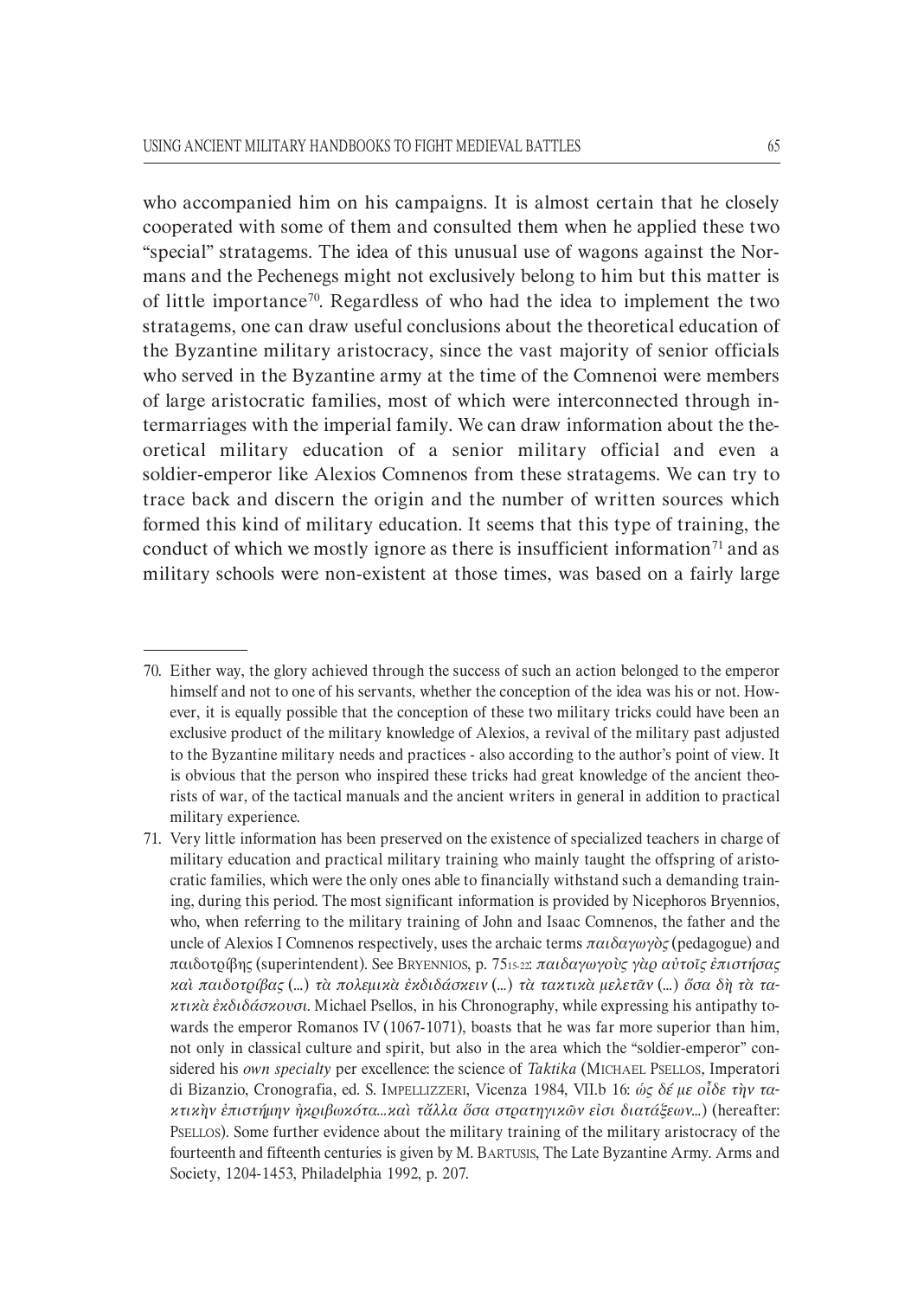who accompanied him on his campaigns. It is almost certain that he closely cooperated with some of them and consulted them when he applied these two "special" stratagems. The idea of this unusual use of wagons against the Normans and the Pechenegs might not exclusively belong to him but this matter is of little importance[70]. Regardless of who had the idea to implement the two stratagems, one can draw useful conclusions about the theoretical education of the Byzantine military aristocracy, since the vast majority of senior officials who served in the Byzantine army at the time of the Comnenoi were members of large aristocratic families, most of which were interconnected through intermarriages with the imperial family. We can draw information about the theoretical military education of a senior military official and even a soldier-emperor like Alexios Comnenos from these stratagems. We can try to trace back and discern the origin and the number of written sources which formed this kind of military education. It seems that this type of training, the conduct of which we mostly ignore as there is insufficient information[71] and as military schools were non-existent at those times, was based on a fairly large

---

70. Either way, the glory achieved through the success of such an action belonged to the emperor himself and not to one of his servants, whether the conception of the idea was his or not. However, it is equally possible that the conception of these two military tricks could have been an exclusive product of the military knowledge of Alexios, a revival of the military past adjusted to the Byzantine military needs and practices - also according to the author's point of view. It is obvious that the person who inspired these tricks had great knowledge of the ancient theorists of war, of the tactical manuals and the ancient writers in general in addition to practical military experience.

71. Very little information has been preserved on the existence of specialized teachers in charge of military education and practical military training who mainly taught the offspring of aristocratic families, which were the only ones able to financially withstand such a demanding training, during this period. The most significant information is provided by Nicephoros Bryennios, who, when referring to the military training of John and Isaac Comnenos, the father and the uncle of Alexios I Comnenos respectively, uses the archaic terms *παιδαγωγὸς* (pedagogue) and παιδοτρίβης (superintendent). See BRYENNIOS, p. 75₁₅₋₂₂: *παιδαγωγοὺς γὰρ αὐτοῖς ἐπιστήσας καὶ παιδοτρίβας* (...) *τὰ πολεμικὰ ἐκδιδάσκειν* (...) *τὰ τακτικὰ μελετᾶν* (...) *ὅσα δὴ τὰ τακτικὰ ἐκδιδάσκουσι*. Michael Psellos, in his Chronography, while expressing his antipathy towards the emperor Romanos IV (1067-1071), boasts that he was far more superior than him, not only in classical culture and spirit, but also in the area which the "soldier-emperor" considered his *own specialty* per excellence: the science of *Taktika* (MICHAEL PSELLOS, Imperatori di Bizanzio, Cronografia, ed. S. IMPELLIZZERI, Vicenza 1984, VII.b 16: *ὡς δέ με οἶδε τὴν τακτικὴν ἐπιστήμην ἠκριβωκότα...καὶ τἄλλα ὅσα στρατηγικῶν εἰσι διατάξεων...*) (hereafter: PSELLOS). Some further evidence about the military training of the military aristocracy of the fourteenth and fifteenth centuries is given by M. BARTUSIS, The Late Byzantine Army. Arms and Society, 1204-1453, Philadelphia 1992, p. 207.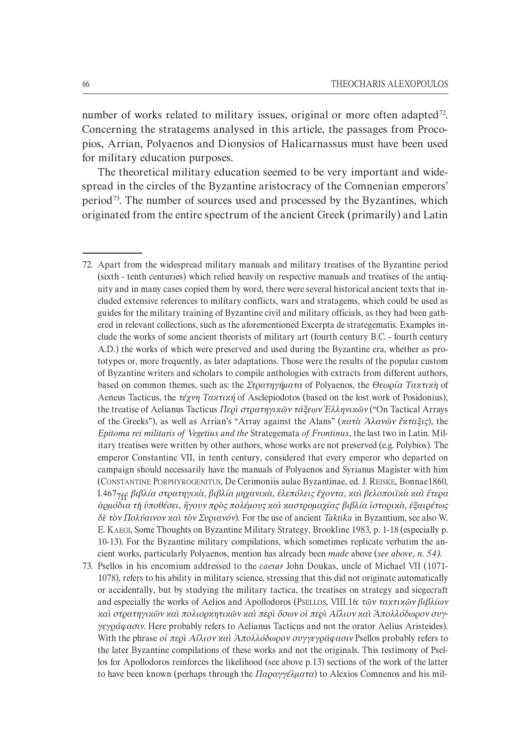number of works related to military issues, original or more often adapted[72]. Concerning the stratagems analysed in this article, the passages from Procopios, Arrian, Polyaenos and Dionysios of Halicarnassus must have been used for military education purposes.

The theoretical military education seemed to be very important and widespread in the circles of the Byzantine aristocracy of the Comnenian emperors' period[73]. The number of sources used and processed by the Byzantines, which originated from the entire spectrum of the ancient Greek (primarily) and Latin

---

72. Apart from the widespread military manuals and military treatises of the Byzantine period (sixth - tenth centuries) which relied heavily on respective manuals and treatises of the antiquity and in many cases copied them by word, there were several historical ancient texts that included extensive references to military conflicts, wars and stratagems, which could be used as guides for the military training of Byzantine civil and military officials, as they had been gathered in relevant collections, such as the aforementioned Excerpta de strategematis. Examples include the works of some ancient theorists of military art (fourth century B.C. - fourth century A.D.) the works of which were preserved and used during the Byzantine era, whether as prototypes or, more frequently, as later adaptations. Those were the results of the popular custom of Byzantine writers and scholars to compile anthologies with extracts from different authors, based on common themes, such as: the *Στρατηγήματα* of Polyaenos, the *Θεωρία Τακτικὴ* of Aeneus Tacticus, the *τέχνη Τακτική* of Asclepiodotos (based on the lost work of Posidonius), the treatise of Aelianus Tacticus *Περὶ στρατηγικῶν τάξεων Ἑλληνικῶν* ("On Tactical Arrays of the Greeks"), as well as Arrian's "Array against the Alans" (*κατὰ Ἀλανῶν ἔκταξις*), the *Epitoma rei militaris of Vegetius and the* Strategemata *of Frontinus*, the last two in Latin. Military treatises were written by other authors, whose works are not preserved (e.g. Polybios). The emperor Constantine VII, in tenth century, considered that every emperor who departed on campaign should necessarily have the manuals of Polyaenos and Syrianus Magister with him (Constantine Porphyrogenitus, De Cerimoniis aulae Byzantinae, ed. J. Reiske, Bonnae1860, I.467$_{7ff}$: *βιβλία στρατηγικὰ, βιβλία μηχανικὰ, ἑλεπόλεις ἔχοντα, καὶ βελοποιϊκὰ καὶ ἕτερα ἁρμόδια τῇ ὑποθέσει, ἤγουν πρὸς πολέμους καὶ καστρομαχίας βιβλία ἱστορικὰ, ἐξαιρέτως δὲ τὸν Πολύαινον καὶ τὸν Συριανόν*). For the use of ancient *Taktika* in Byzantium, see also W. E. Kaegi, Some Thoughts on Byzantine Military Strategy, Brookline 1983, p. 1-18 (especially p. 10-13). For the Byzantine military compilations, which sometimes replicate verbatim the ancient works, particularly Polyaenos, mention has already been *made* above (*see above, n. 54).*

73. Psellos in his encomium addressed to the *caesar* John Doukas, uncle of Michael VII (1071-1078), refers to his ability in military science, stressing that this did not originate automatically or accidentally, but by studying the military tactica, the treatises on strategy and siegecraft and especially the works of Aelios and Apollodoros (Psellos, VIII.16: *τῶν τακτικῶν βιβλίων καὶ στρατηγικῶν καὶ πολιορκητικῶν καὶ περὶ ὅσων οἱ περὶ Αἴλιον καὶ Ἀπολλόδωρον συγγεγράφασιν*. Here probably refers to Aelianus Tacticus and not the orator Aelius Aristeides). With the phrase *οἱ περὶ Αἴλιον καὶ Ἀπολλόδωρον συγγεγράφασιν* Psellos probably refers to the later Byzantine compilations of these works and not the originals. This testimony of Psellos for Apollodoros reinforces the likelihood (see above p.13) sections of the work of the latter to have been known (perhaps through the *Παραγγέλματα*) to Alexios Comnenos and his mil-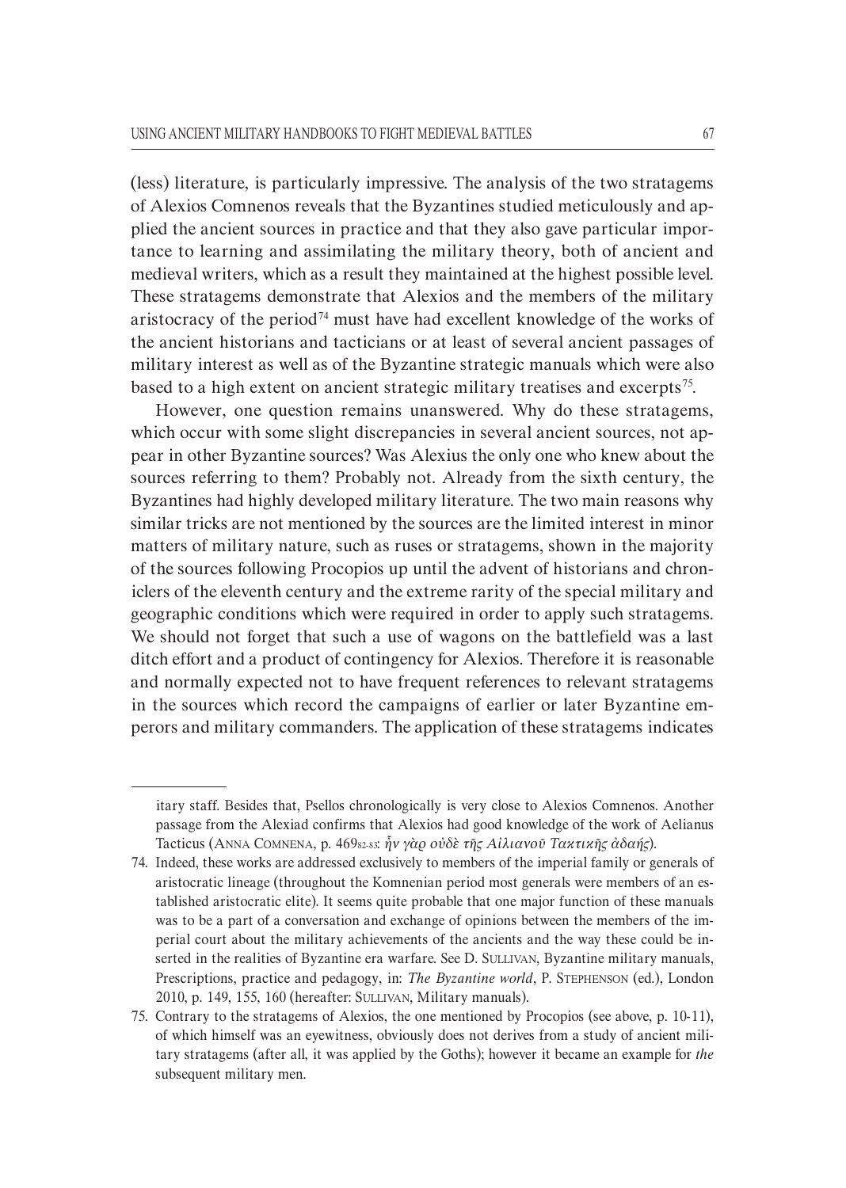(less) literature, is particularly impressive. The analysis of the two stratagems of Alexios Comnenos reveals that the Byzantines studied meticulously and applied the ancient sources in practice and that they also gave particular importance to learning and assimilating the military theory, both of ancient and medieval writers, which as a result they maintained at the highest possible level. These stratagems demonstrate that Alexios and the members of the military aristocracy of the period[74] must have had excellent knowledge of the works of the ancient historians and tacticians or at least of several ancient passages of military interest as well as of the Byzantine strategic manuals which were also based to a high extent on ancient strategic military treatises and excerpts[75].

However, one question remains unanswered. Why do these stratagems, which occur with some slight discrepancies in several ancient sources, not appear in other Byzantine sources? Was Alexius the only one who knew about the sources referring to them? Probably not. Already from the sixth century, the Byzantines had highly developed military literature. The two main reasons why similar tricks are not mentioned by the sources are the limited interest in minor matters of military nature, such as ruses or stratagems, shown in the majority of the sources following Procopios up until the advent of historians and chroniclers of the eleventh century and the extreme rarity of the special military and geographic conditions which were required in order to apply such stratagems. We should not forget that such a use of wagons on the battlefield was a last ditch effort and a product of contingency for Alexios. Therefore it is reasonable and normally expected not to have frequent references to relevant stratagems in the sources which record the campaigns of earlier or later Byzantine emperors and military commanders. The application of these stratagems indicates

---

itary staff. Besides that, Psellos chronologically is very close to Alexios Comnenos. Another passage from the Alexiad confirms that Alexios had good knowledge of the work of Aelianus Tacticus (Anna Comnena, p. 469₈₂₋₈₃: *ἦν γὰρ οὐδὲ τῆς Αἰλιανοῦ Τακτικῆς ἀδαής*).

74. Indeed, these works are addressed exclusively to members of the imperial family or generals of aristocratic lineage (throughout the Komnenian period most generals were members of an established aristocratic elite). It seems quite probable that one major function of these manuals was to be a part of a conversation and exchange of opinions between the members of the imperial court about the military achievements of the ancients and the way these could be inserted in the realities of Byzantine era warfare. See D. Sullivan, Byzantine military manuals, Prescriptions, practice and pedagogy, in: *The Byzantine world*, P. Stephenson (ed.), London 2010, p. 149, 155, 160 (hereafter: Sullivan, Military manuals).

75. Contrary to the stratagems of Alexios, the one mentioned by Procopios (see above, p. 10-11), of which himself was an eyewitness, obviously does not derives from a study of ancient military stratagems (after all, it was applied by the Goths); however it became an example for *the* subsequent military men.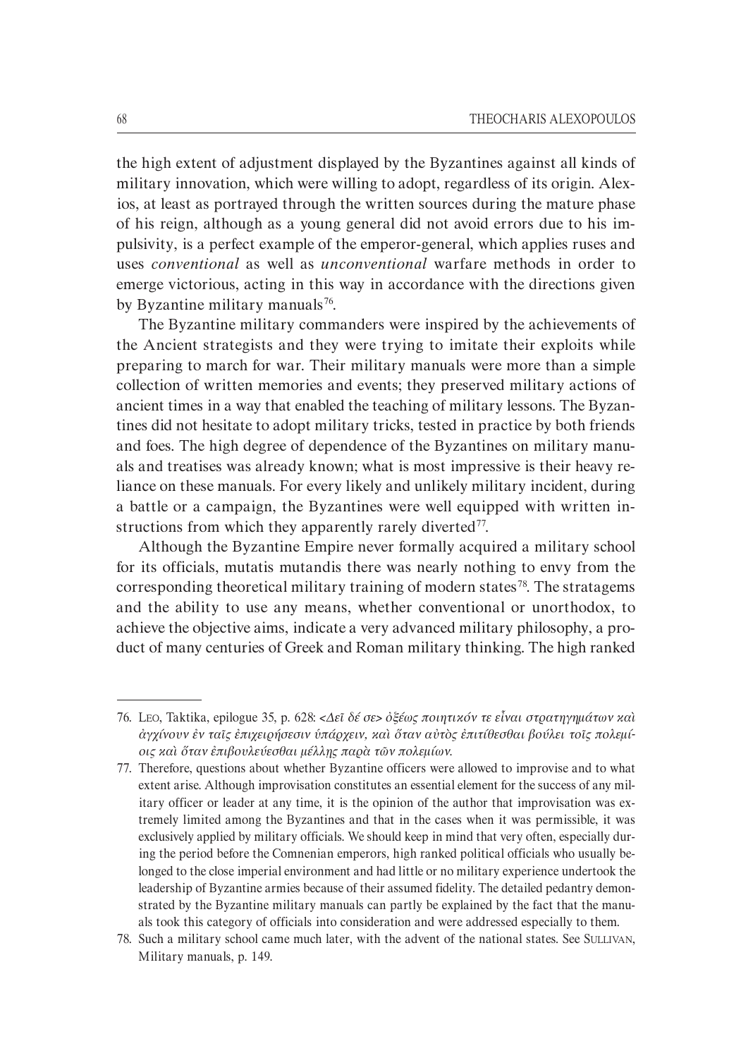the high extent of adjustment displayed by the Byzantines against all kinds of military innovation, which were willing to adopt, regardless of its origin. Alexios, at least as portrayed through the written sources during the mature phase of his reign, although as a young general did not avoid errors due to his impulsivity, is a perfect example of the emperor-general, which applies ruses and uses *conventional* as well as *unconventional* warfare methods in order to emerge victorious, acting in this way in accordance with the directions given by Byzantine military manuals[76].

The Byzantine military commanders were inspired by the achievements of the Ancient strategists and they were trying to imitate their exploits while preparing to march for war. Their military manuals were more than a simple collection of written memories and events; they preserved military actions of ancient times in a way that enabled the teaching of military lessons. The Byzantines did not hesitate to adopt military tricks, tested in practice by both friends and foes. The high degree of dependence of the Byzantines on military manuals and treatises was already known; what is most impressive is their heavy reliance on these manuals. For every likely and unlikely military incident, during a battle or a campaign, the Byzantines were well equipped with written instructions from which they apparently rarely diverted[77].

Although the Byzantine Empire never formally acquired a military school for its officials, mutatis mutandis there was nearly nothing to envy from the corresponding theoretical military training of modern states[78]. The stratagems and the ability to use any means, whether conventional or unorthodox, to achieve the objective aims, indicate a very advanced military philosophy, a product of many centuries of Greek and Roman military thinking. The high ranked

---

76. Leo, Taktika, epilogue 35, p. 628: *<Δεῖ δέ σε> ὀξέως ποιητικόν τε εἶναι στρατηγημάτων καὶ ἀγχίνουν ἐν ταῖς ἐπιχειρήσεσιν ὑπάρχειν, καὶ ὅταν αὐτὸς ἐπιτίθεσθαι βούλει τοῖς πολεμίοις καὶ ὅταν ἐπιβουλεύεσθαι μέλλῃς παρὰ τῶν πολεμίων.*

77. Therefore, questions about whether Byzantine officers were allowed to improvise and to what extent arise. Although improvisation constitutes an essential element for the success of any military officer or leader at any time, it is the opinion of the author that improvisation was extremely limited among the Byzantines and that in the cases when it was permissible, it was exclusively applied by military officials. We should keep in mind that very often, especially during the period before the Comnenian emperors, high ranked political officials who usually belonged to the close imperial environment and had little or no military experience undertook the leadership of Byzantine armies because of their assumed fidelity. The detailed pedantry demonstrated by the Byzantine military manuals can partly be explained by the fact that the manuals took this category of officials into consideration and were addressed especially to them.

78. Such a military school came much later, with the advent of the national states. See Sullivan, Military manuals, p. 149.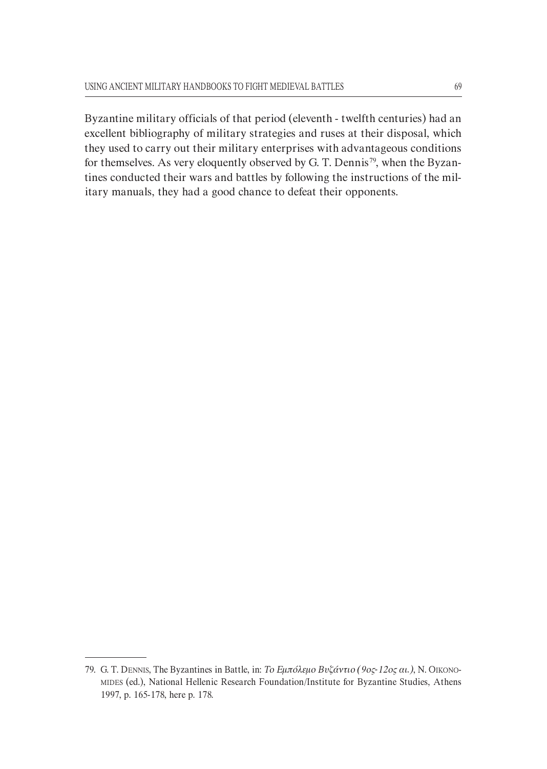Byzantine military officials of that period (eleventh - twelfth centuries) had an excellent bibliography of military strategies and ruses at their disposal, which they used to carry out their military enterprises with advantageous conditions for themselves. As very eloquently observed by G. T. Dennis[79], when the Byzantines conducted their wars and battles by following the instructions of the military manuals, they had a good chance to defeat their opponents.

---

79. G. T. Dennis, The Byzantines in Battle, in: *Το Εμπόλεμο Βυζάντιο (9ος-12ος αι.)*, N. Oikonomides (ed.), National Hellenic Research Foundation/Institute for Byzantine Studies, Athens 1997, p. 165-178, here p. 178.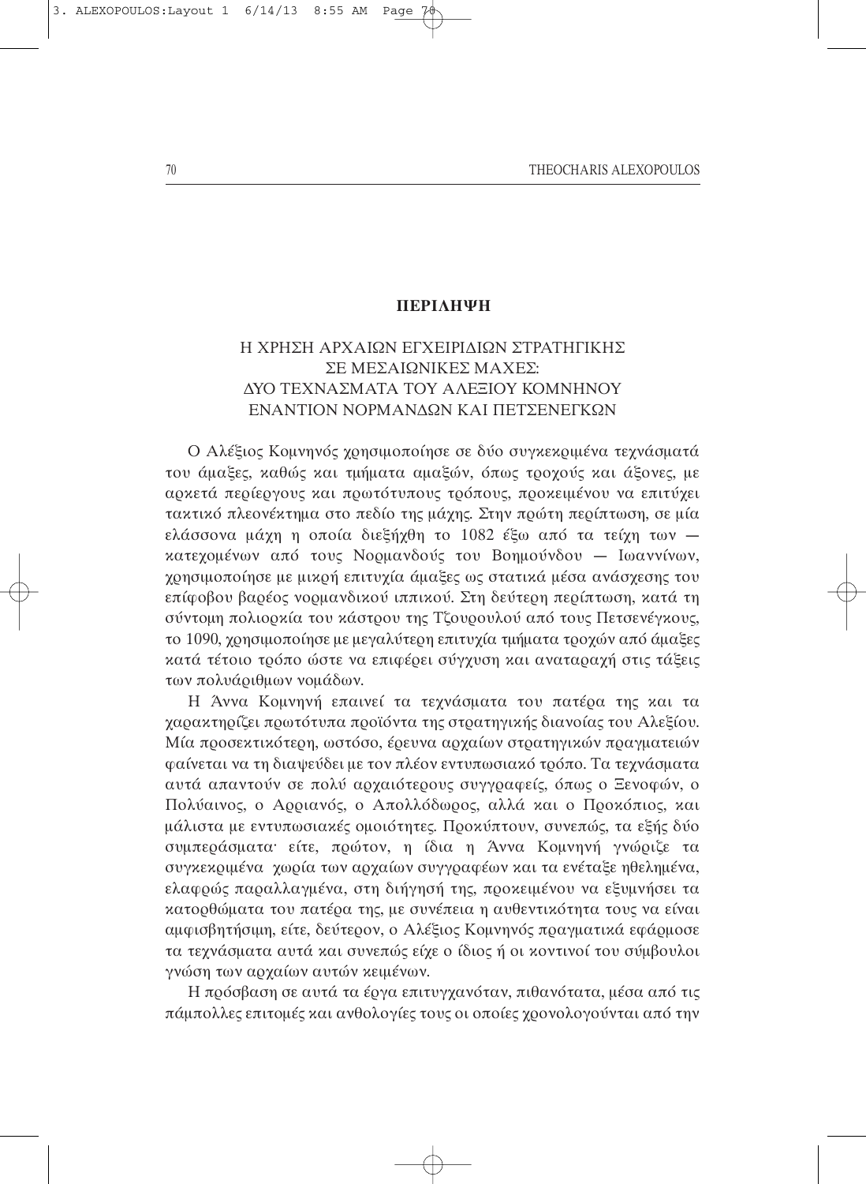**ΠΕΡΙΛΗΨΗ**

Η ΧΡΗΣΗ ΑΡΧΑΙΩΝ ΕΓΧΕΙΡΙΔΙΩΝ ΣΤΡΑΤΗΓΙΚΗΣ
ΣΕ ΜΕΣΑΙΩΝΙΚΕΣ ΜΑΧΕΣ:
ΔΥΟ ΤΕΧΝΑΣΜΑΤΑ ΤΟΥ ΑΛΕΞΙΟΥ ΚΟΜΝΗΝΟΥ
ΕΝΑΝΤΙΟΝ ΝΟΡΜΑΝΔΩΝ ΚΑΙ ΠΕΤΣΕΝΕΓΚΩΝ

Ο Αλέξιος Κομνηνός χρησιμοποίησε σε δύο συγκεκριμένα τεχνάσματά του άμαξες, καθώς και τμήματα αμαξών, όπως τροχούς και άξονες, με αρκετά περίεργους και πρωτότυπους τρόπους, προκειμένου να επιτύχει τακτικό πλεονέκτημα στο πεδίο της μάχης. Στην πρώτη περίπτωση, σε μία ελάσσονα μάχη η οποία διεξήχθη το 1082 έξω από τα τείχη των — κατεχομένων από τους Νορμανδούς του Βοημούνδου — Ιωαννίνων, χρησιμοποίησε με μικρή επιτυχία άμαξες ως στατικά μέσα ανάσχεσης του επίφοβου βαρέος νορμανδικού ιππικού. Στη δεύτερη περίπτωση, κατά τη σύντομη πολιορκία του κάστρου της Τζουρουλού από τους Πετσενέγκους, το 1090, χρησιμοποίησε με μεγαλύτερη επιτυχία τμήματα τροχών από άμαξες κατά τέτοιο τρόπο ώστε να επιφέρει σύγχυση και αναταραχή στις τάξεις των πολυάριθμων νομάδων.

Η Άννα Κομνηνή επαινεί τα τεχνάσματα του πατέρα της και τα χαρακτηρίζει πρωτότυπα προϊόντα της στρατηγικής διανοίας του Αλεξίου. Μία προσεκτικότερη, ωστόσο, έρευνα αρχαίων στρατηγικών πραγματειών φαίνεται να τη διαψεύδει με τον πλέον εντυπωσιακό τρόπο. Τα τεχνάσματα αυτά απαντούν σε πολύ αρχαιότερους συγγραφείς, όπως ο Ξενοφών, ο Πολύαινος, ο Αρριανός, ο Απολλόδωρος, αλλά και ο Προκόπιος, και μάλιστα με εντυπωσιακές ομοιότητες. Προκύπτουν, συνεπώς, τα εξής δύο συμπεράσματα· είτε, πρώτον, η ίδια η Άννα Κομνηνή γνώριζε τα συγκεκριμένα χωρία των αρχαίων συγγραφέων και τα ενέταξε ηθελημένα, ελαφρώς παραλλαγμένα, στη διήγησή της, προκειμένου να εξυμνήσει τα κατορθώματα του πατέρα της, με συνέπεια η αυθεντικότητα τους να είναι αμφισβητήσιμη, είτε, δεύτερον, ο Αλέξιος Κομνηνός πραγματικά εφάρμοσε τα τεχνάσματα αυτά και συνεπώς είχε ο ίδιος ή οι κοντινοί του σύμβουλοι γνώση των αρχαίων αυτών κειμένων.

Η πρόσβαση σε αυτά τα έργα επιτυγχανόταν, πιθανότατα, μέσα από τις πάμπολλες επιτομές και ανθολογίες τους οι οποίες χρονολογούνται από την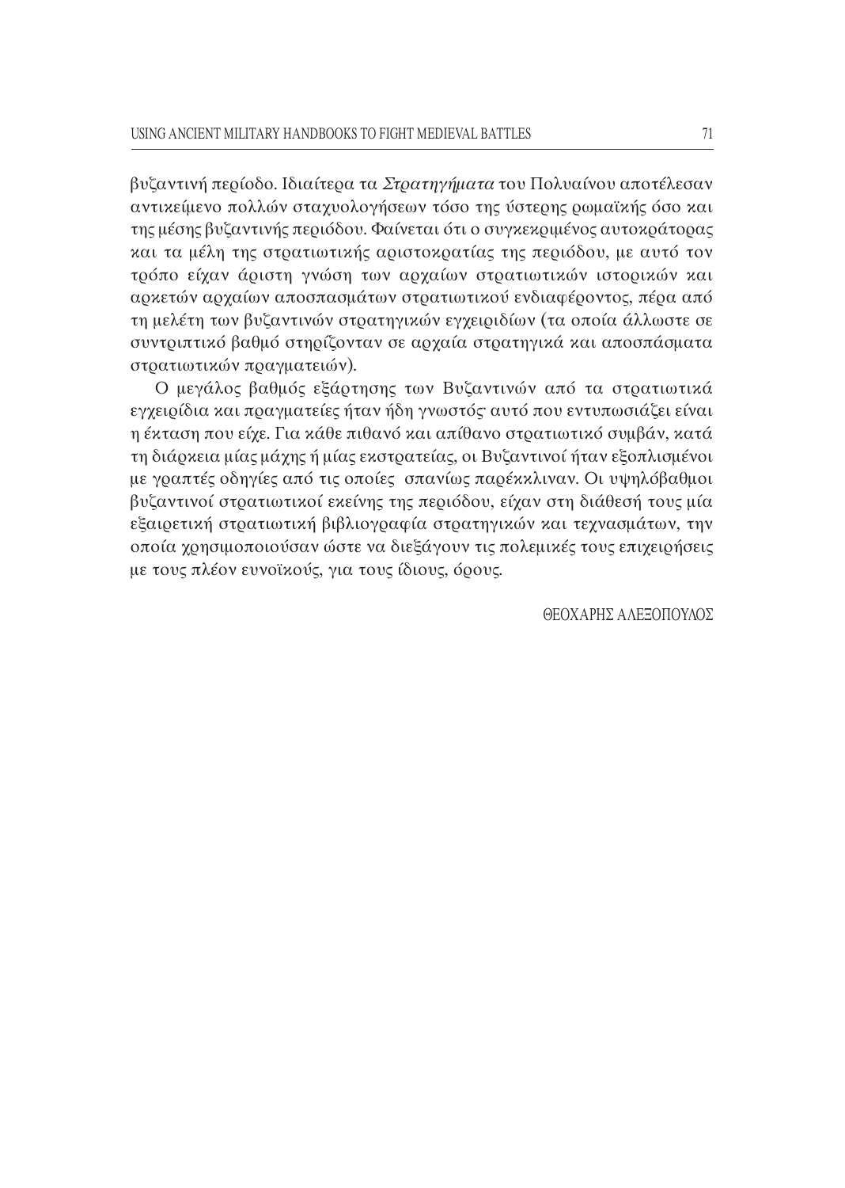βυζαντινή περίοδο. Ιδιαίτερα τα *Στρατηγήματα* του Πολυαίνου αποτέλεσαν αντικείμενο πολλών σταχυολογήσεων τόσο της ύστερης ρωμαϊκής όσο και της μέσης βυζαντινής περιόδου. Φαίνεται ότι ο συγκεκριμένος αυτοκράτορας και τα μέλη της στρατιωτικής αριστοκρατίας της περιόδου, με αυτό τον τρόπο είχαν άριστη γνώση των αρχαίων στρατιωτικών ιστορικών και αρκετών αρχαίων αποσπασμάτων στρατιωτικού ενδιαφέροντος, πέρα από τη μελέτη των βυζαντινών στρατηγικών εγχειριδίων (τα οποία άλλωστε σε συντριπτικό βαθμό στηρίζονταν σε αρχαία στρατηγικά και αποσπάσματα στρατιωτικών πραγματειών).

Ο μεγάλος βαθμός εξάρτησης των Βυζαντινών από τα στρατιωτικά εγχειρίδια και πραγματείες ήταν ήδη γνωστός· αυτό που εντυπωσιάζει είναι η έκταση που είχε. Για κάθε πιθανό και απίθανο στρατιωτικό συμβάν, κατά τη διάρκεια μίας μάχης ή μίας εκστρατείας, οι Βυζαντινοί ήταν εξοπλισμένοι με γραπτές οδηγίες από τις οποίες σπανίως παρέκκλιναν. Οι υψηλόβαθμοι βυζαντινοί στρατιωτικοί εκείνης της περιόδου, είχαν στη διάθεσή τους μία εξαιρετική στρατιωτική βιβλιογραφία στρατηγικών και τεχνασμάτων, την οποία χρησιμοποιούσαν ώστε να διεξάγουν τις πολεμικές τους επιχειρήσεις με τους πλέον ευνοϊκούς, για τους ίδιους, όρους.

ΘΕΟΧΑΡΗΣ ΑΛΕΞΟΠΟΥΛΟΣ